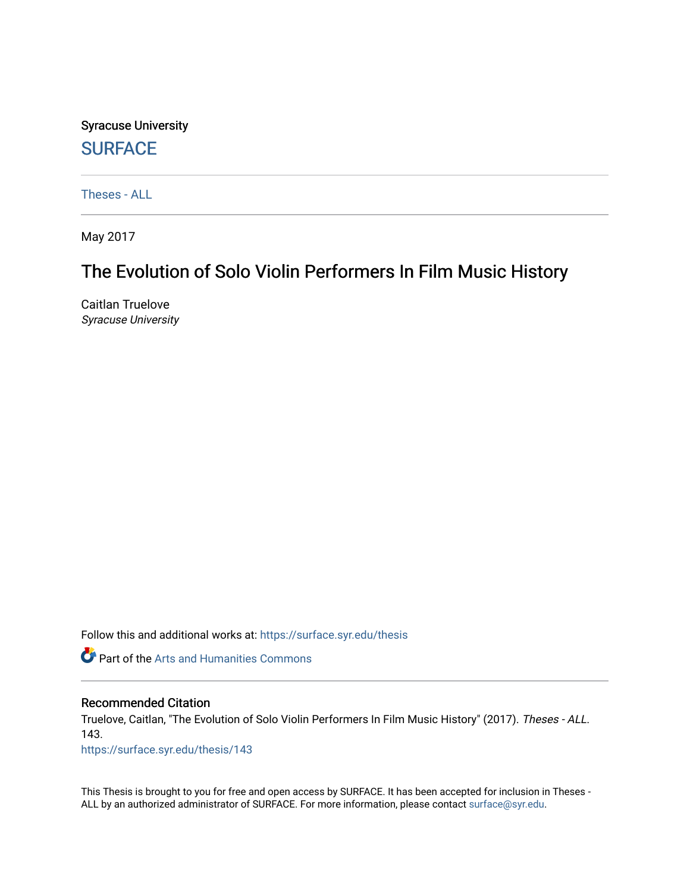Syracuse University

SURFACE

Theses - ALL

May 2017

# The Evolution of Solo Violin Performers In Film Music History

Caitlan Truelove
*Syracuse University*

Follow this and additional works at: https://surface.syr.edu/thesis

Part of the Arts and Humanities Commons

## Recommended Citation

Truelove, Caitlan, "The Evolution of Solo Violin Performers In Film Music History" (2017). *Theses - ALL*. 143.
https://surface.syr.edu/thesis/143

This Thesis is brought to you for free and open access by SURFACE. It has been accepted for inclusion in Theses - ALL by an authorized administrator of SURFACE. For more information, please contact surface@syr.edu.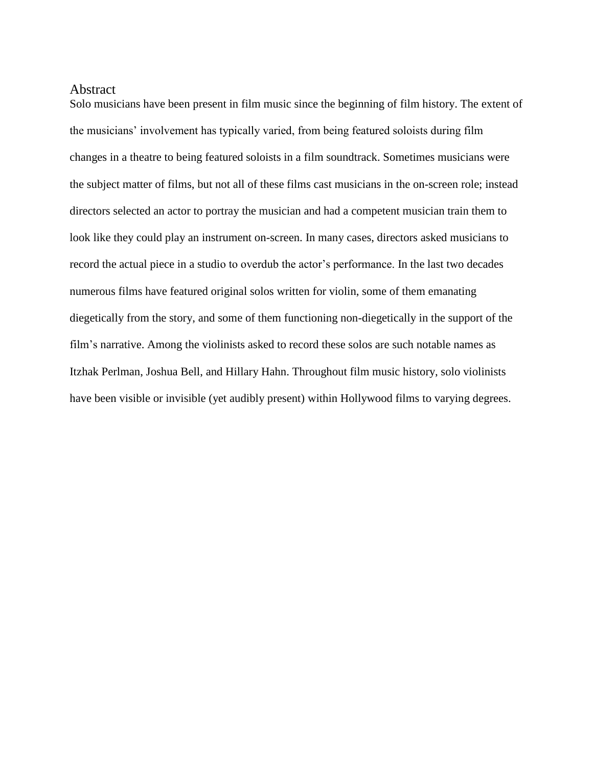# Abstract

Solo musicians have been present in film music since the beginning of film history. The extent of the musicians' involvement has typically varied, from being featured soloists during film changes in a theatre to being featured soloists in a film soundtrack. Sometimes musicians were the subject matter of films, but not all of these films cast musicians in the on-screen role; instead directors selected an actor to portray the musician and had a competent musician train them to look like they could play an instrument on-screen. In many cases, directors asked musicians to record the actual piece in a studio to overdub the actor's performance. In the last two decades numerous films have featured original solos written for violin, some of them emanating diegetically from the story, and some of them functioning non-diegetically in the support of the film's narrative. Among the violinists asked to record these solos are such notable names as Itzhak Perlman, Joshua Bell, and Hillary Hahn. Throughout film music history, solo violinists have been visible or invisible (yet audibly present) within Hollywood films to varying degrees.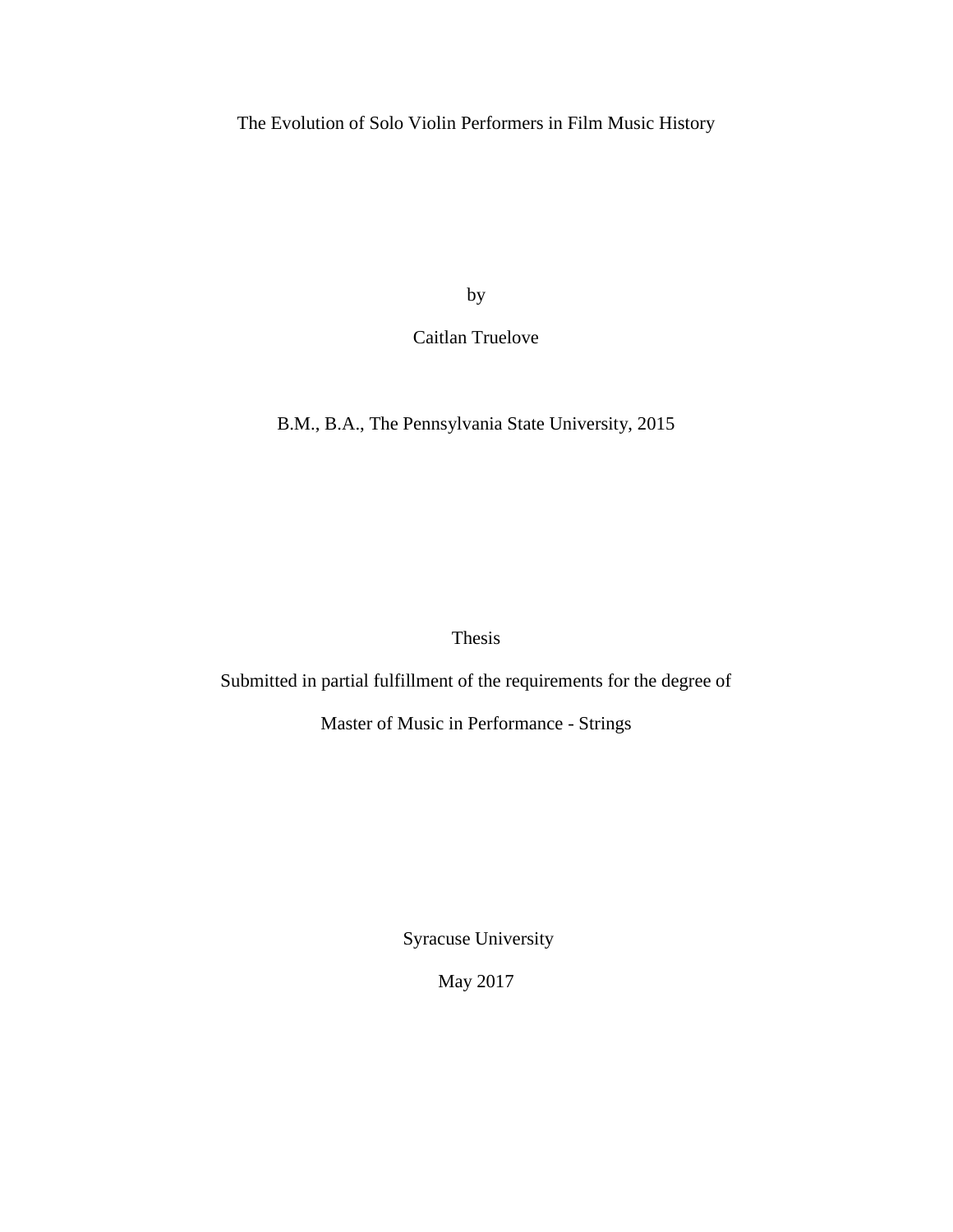# The Evolution of Solo Violin Performers in Film Music History

by

Caitlan Truelove

B.M., B.A., The Pennsylvania State University, 2015

Thesis

Submitted in partial fulfillment of the requirements for the degree of

Master of Music in Performance - Strings

Syracuse University

May 2017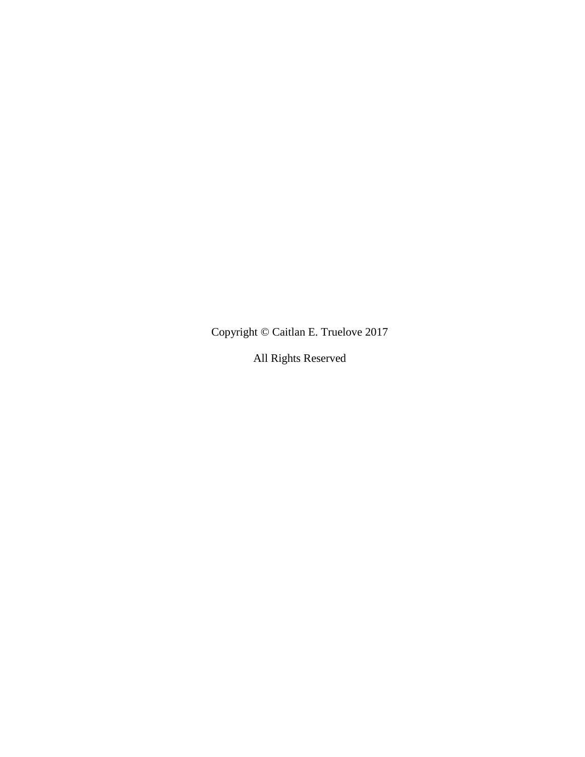Copyright © Caitlan E. Truelove 2017

All Rights Reserved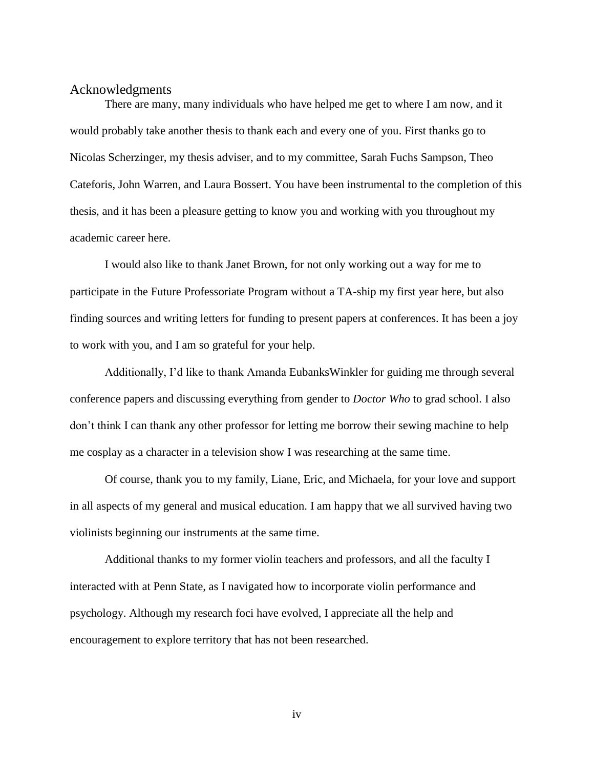# Acknowledgments

There are many, many individuals who have helped me get to where I am now, and it would probably take another thesis to thank each and every one of you. First thanks go to Nicolas Scherzinger, my thesis adviser, and to my committee, Sarah Fuchs Sampson, Theo Cateforis, John Warren, and Laura Bossert. You have been instrumental to the completion of this thesis, and it has been a pleasure getting to know you and working with you throughout my academic career here.

I would also like to thank Janet Brown, for not only working out a way for me to participate in the Future Professoriate Program without a TA-ship my first year here, but also finding sources and writing letters for funding to present papers at conferences. It has been a joy to work with you, and I am so grateful for your help.

Additionally, I'd like to thank Amanda EubanksWinkler for guiding me through several conference papers and discussing everything from gender to *Doctor Who* to grad school. I also don't think I can thank any other professor for letting me borrow their sewing machine to help me cosplay as a character in a television show I was researching at the same time.

Of course, thank you to my family, Liane, Eric, and Michaela, for your love and support in all aspects of my general and musical education. I am happy that we all survived having two violinists beginning our instruments at the same time.

Additional thanks to my former violin teachers and professors, and all the faculty I interacted with at Penn State, as I navigated how to incorporate violin performance and psychology. Although my research foci have evolved, I appreciate all the help and encouragement to explore territory that has not been researched.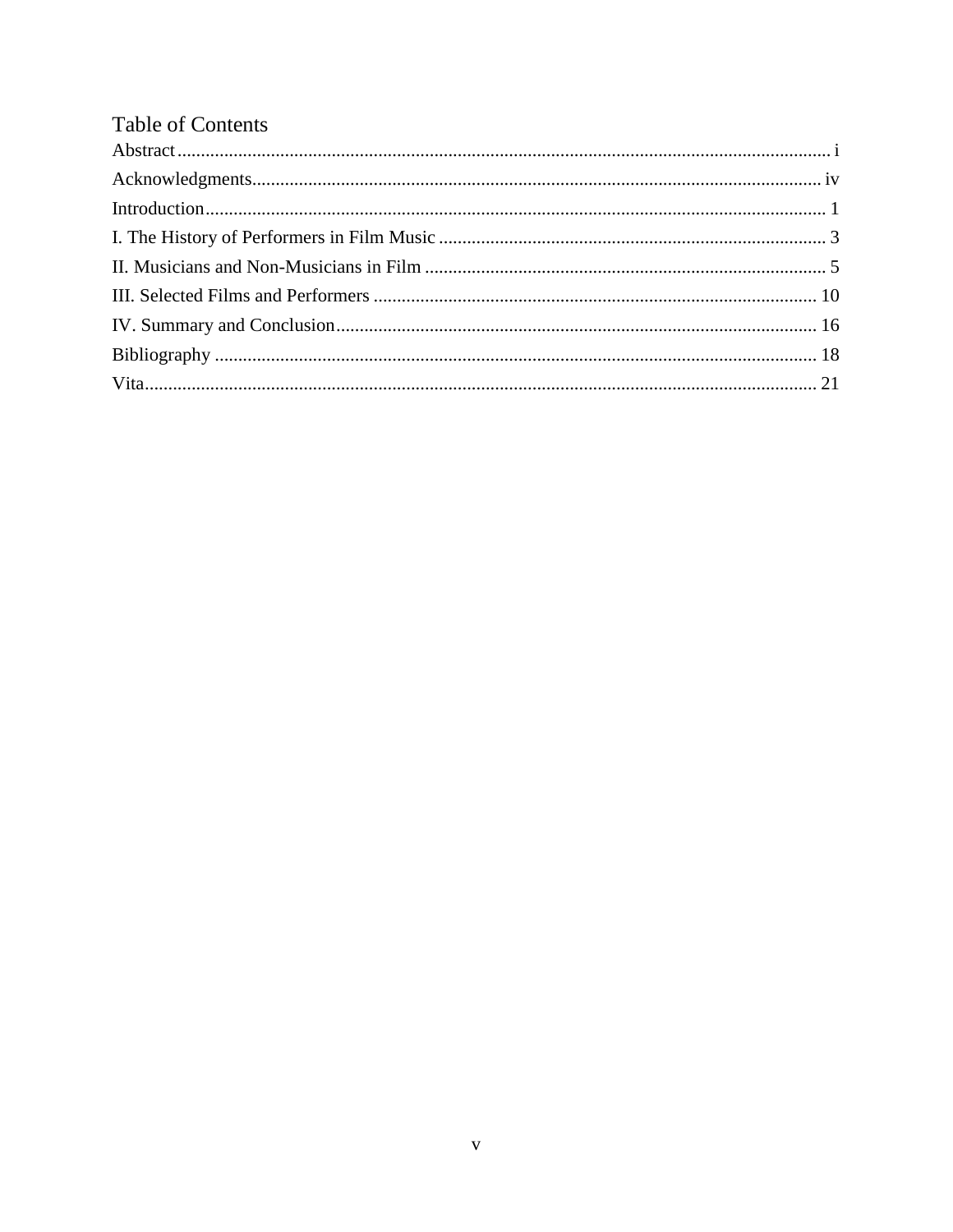# Table of Contents

Abstract ........................................................................................................................................ i

Acknowledgments ........................................................................................................................ iv

Introduction .................................................................................................................................. 1

I. The History of Performers in Film Music ................................................................................. 3

II. Musicians and Non-Musicians in Film .................................................................................... 5

III. Selected Films and Performers ............................................................................................. 10

IV. Summary and Conclusion ..................................................................................................... 16

Bibliography ............................................................................................................................... 18

Vita .............................................................................................................................................. 21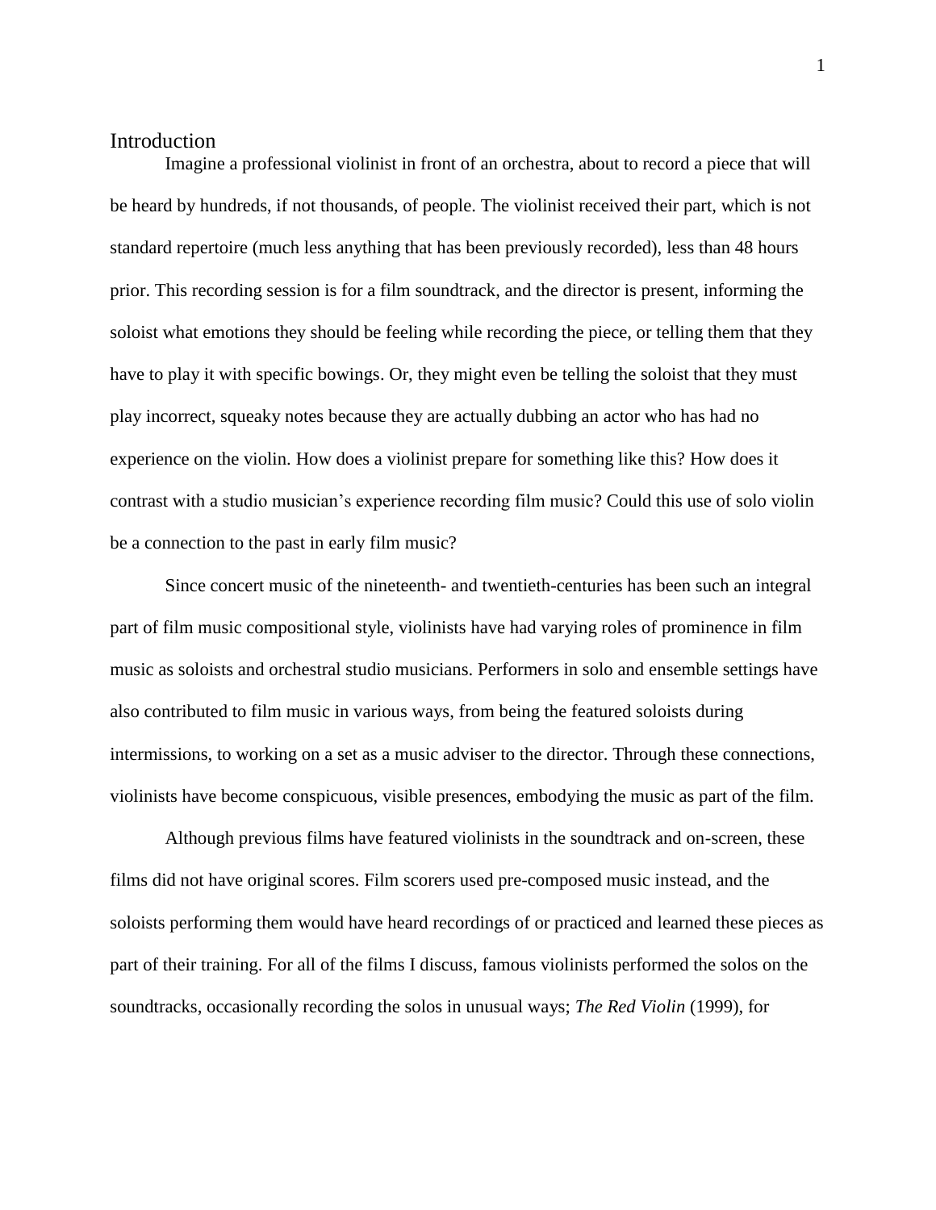# Introduction

Imagine a professional violinist in front of an orchestra, about to record a piece that will be heard by hundreds, if not thousands, of people. The violinist received their part, which is not standard repertoire (much less anything that has been previously recorded), less than 48 hours prior. This recording session is for a film soundtrack, and the director is present, informing the soloist what emotions they should be feeling while recording the piece, or telling them that they have to play it with specific bowings. Or, they might even be telling the soloist that they must play incorrect, squeaky notes because they are actually dubbing an actor who has had no experience on the violin. How does a violinist prepare for something like this? How does it contrast with a studio musician's experience recording film music? Could this use of solo violin be a connection to the past in early film music?

Since concert music of the nineteenth- and twentieth-centuries has been such an integral part of film music compositional style, violinists have had varying roles of prominence in film music as soloists and orchestral studio musicians. Performers in solo and ensemble settings have also contributed to film music in various ways, from being the featured soloists during intermissions, to working on a set as a music adviser to the director. Through these connections, violinists have become conspicuous, visible presences, embodying the music as part of the film.

Although previous films have featured violinists in the soundtrack and on-screen, these films did not have original scores. Film scorers used pre-composed music instead, and the soloists performing them would have heard recordings of or practiced and learned these pieces as part of their training. For all of the films I discuss, famous violinists performed the solos on the soundtracks, occasionally recording the solos in unusual ways; *The Red Violin* (1999), for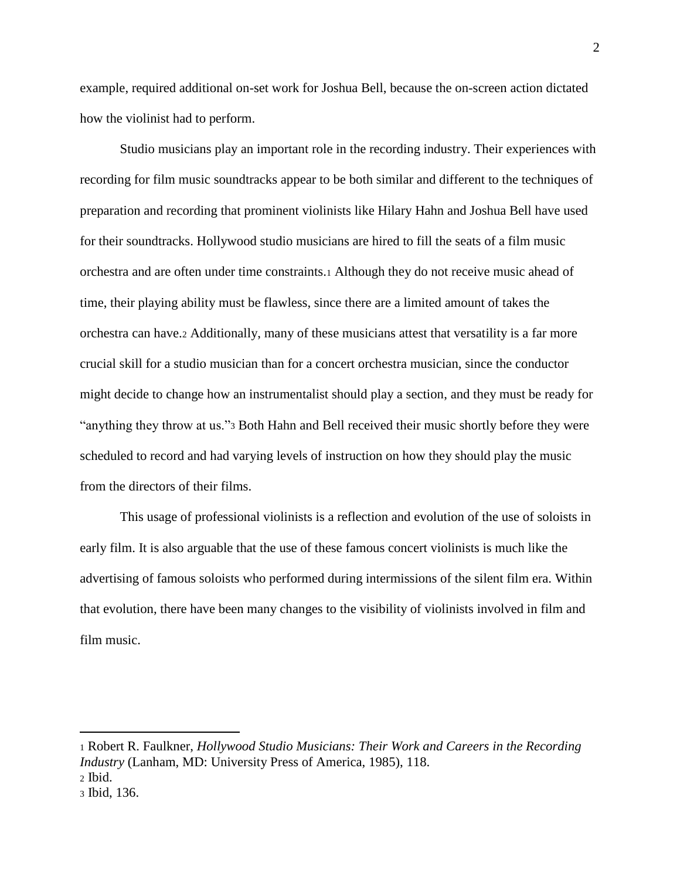example, required additional on-set work for Joshua Bell, because the on-screen action dictated how the violinist had to perform.

Studio musicians play an important role in the recording industry. Their experiences with recording for film music soundtracks appear to be both similar and different to the techniques of preparation and recording that prominent violinists like Hilary Hahn and Joshua Bell have used for their soundtracks. Hollywood studio musicians are hired to fill the seats of a film music orchestra and are often under time constraints.[1] Although they do not receive music ahead of time, their playing ability must be flawless, since there are a limited amount of takes the orchestra can have.[2] Additionally, many of these musicians attest that versatility is a far more crucial skill for a studio musician than for a concert orchestra musician, since the conductor might decide to change how an instrumentalist should play a section, and they must be ready for "anything they throw at us."[3] Both Hahn and Bell received their music shortly before they were scheduled to record and had varying levels of instruction on how they should play the music from the directors of their films.

This usage of professional violinists is a reflection and evolution of the use of soloists in early film. It is also arguable that the use of these famous concert violinists is much like the advertising of famous soloists who performed during intermissions of the silent film era. Within that evolution, there have been many changes to the visibility of violinists involved in film and film music.

---

[1] Robert R. Faulkner, *Hollywood Studio Musicians: Their Work and Careers in the Recording Industry* (Lanham, MD: University Press of America, 1985), 118.

[2] Ibid.

[3] Ibid, 136.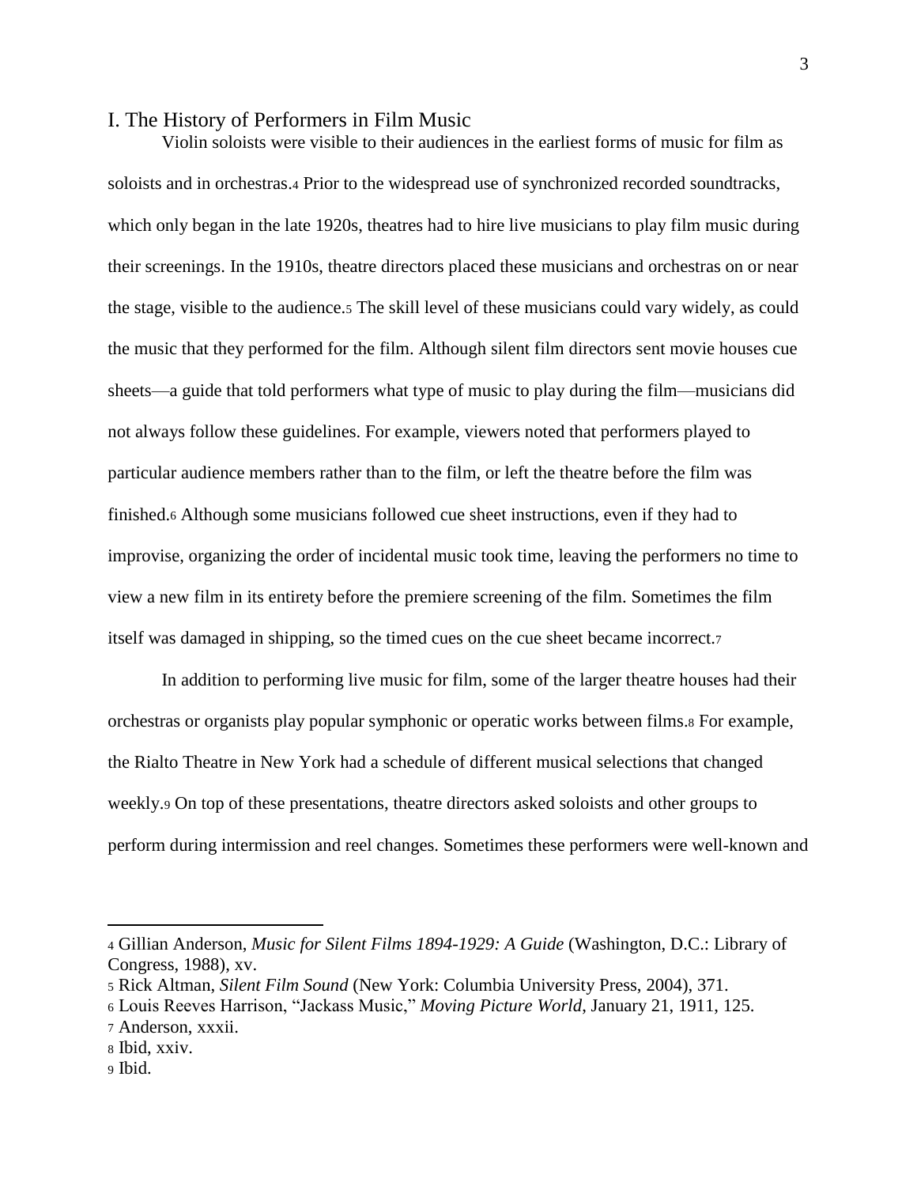## I. The History of Performers in Film Music

Violin soloists were visible to their audiences in the earliest forms of music for film as soloists and in orchestras.[4] Prior to the widespread use of synchronized recorded soundtracks, which only began in the late 1920s, theatres had to hire live musicians to play film music during their screenings. In the 1910s, theatre directors placed these musicians and orchestras on or near the stage, visible to the audience.[5] The skill level of these musicians could vary widely, as could the music that they performed for the film. Although silent film directors sent movie houses cue sheets—a guide that told performers what type of music to play during the film—musicians did not always follow these guidelines. For example, viewers noted that performers played to particular audience members rather than to the film, or left the theatre before the film was finished.[6] Although some musicians followed cue sheet instructions, even if they had to improvise, organizing the order of incidental music took time, leaving the performers no time to view a new film in its entirety before the premiere screening of the film. Sometimes the film itself was damaged in shipping, so the timed cues on the cue sheet became incorrect.[7]

In addition to performing live music for film, some of the larger theatre houses had their orchestras or organists play popular symphonic or operatic works between films.[8] For example, the Rialto Theatre in New York had a schedule of different musical selections that changed weekly.[9] On top of these presentations, theatre directors asked soloists and other groups to perform during intermission and reel changes. Sometimes these performers were well-known and

---

[4] Gillian Anderson, *Music for Silent Films 1894-1929: A Guide* (Washington, D.C.: Library of Congress, 1988), xv.

[5] Rick Altman, *Silent Film Sound* (New York: Columbia University Press, 2004), 371.

[6] Louis Reeves Harrison, "Jackass Music," *Moving Picture World*, January 21, 1911, 125.

[7] Anderson, xxxii.

[8] Ibid, xxiv.

[9] Ibid.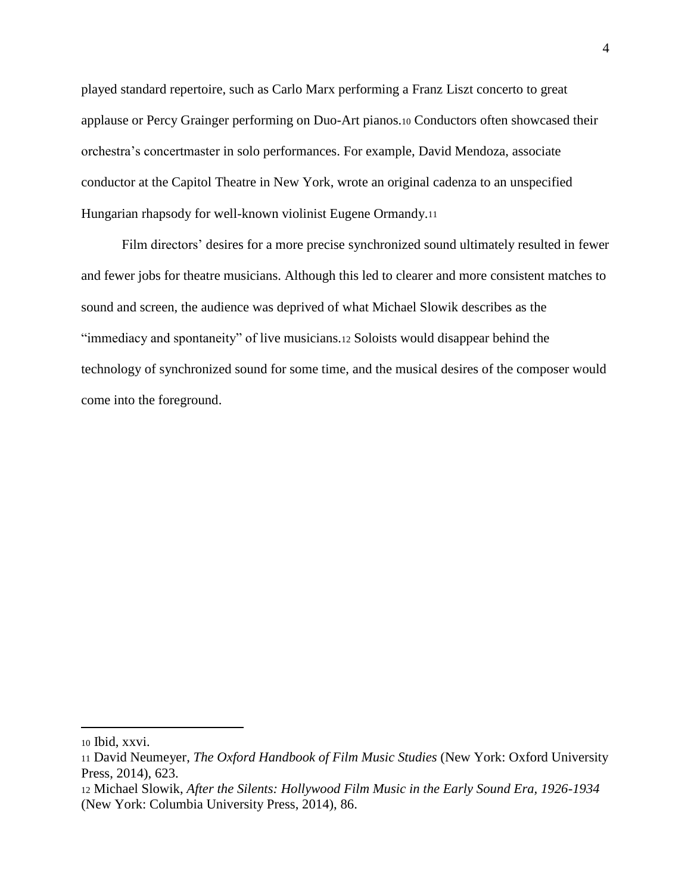played standard repertoire, such as Carlo Marx performing a Franz Liszt concerto to great applause or Percy Grainger performing on Duo-Art pianos.[10] Conductors often showcased their orchestra's concertmaster in solo performances. For example, David Mendoza, associate conductor at the Capitol Theatre in New York, wrote an original cadenza to an unspecified Hungarian rhapsody for well-known violinist Eugene Ormandy.[11]

Film directors' desires for a more precise synchronized sound ultimately resulted in fewer and fewer jobs for theatre musicians. Although this led to clearer and more consistent matches to sound and screen, the audience was deprived of what Michael Slowik describes as the "immediacy and spontaneity" of live musicians.[12] Soloists would disappear behind the technology of synchronized sound for some time, and the musical desires of the composer would come into the foreground.

---

[10] Ibid, xxvi.

[11] David Neumeyer, *The Oxford Handbook of Film Music Studies* (New York: Oxford University Press, 2014), 623.

[12] Michael Slowik, *After the Silents: Hollywood Film Music in the Early Sound Era, 1926-1934* (New York: Columbia University Press, 2014), 86.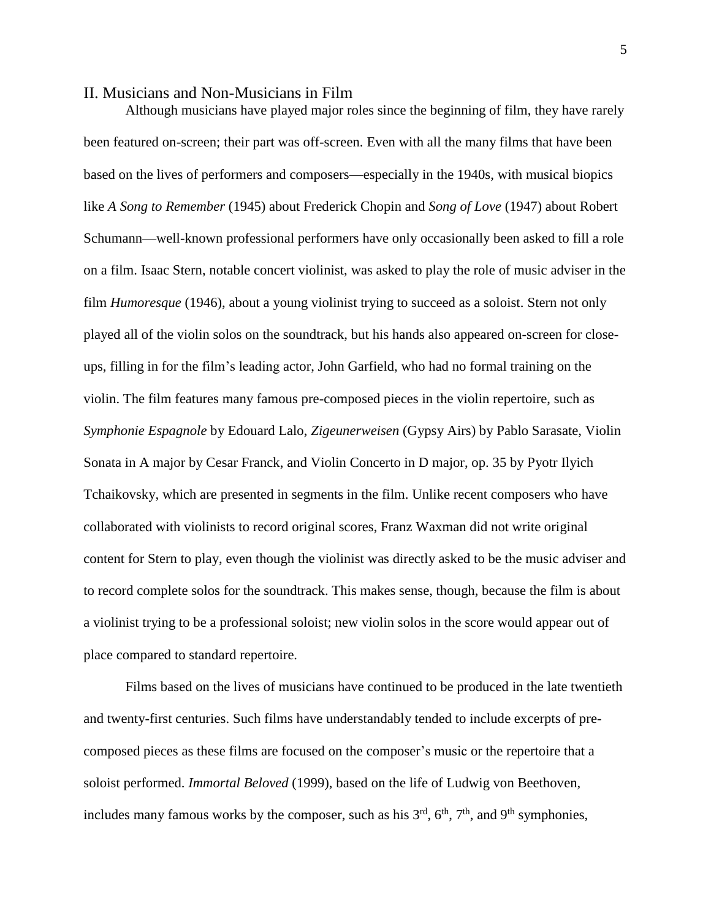## II. Musicians and Non-Musicians in Film

Although musicians have played major roles since the beginning of film, they have rarely been featured on-screen; their part was off-screen. Even with all the many films that have been based on the lives of performers and composers—especially in the 1940s, with musical biopics like *A Song to Remember* (1945) about Frederick Chopin and *Song of Love* (1947) about Robert Schumann—well-known professional performers have only occasionally been asked to fill a role on a film. Isaac Stern, notable concert violinist, was asked to play the role of music adviser in the film *Humoresque* (1946), about a young violinist trying to succeed as a soloist. Stern not only played all of the violin solos on the soundtrack, but his hands also appeared on-screen for close-ups, filling in for the film's leading actor, John Garfield, who had no formal training on the violin. The film features many famous pre-composed pieces in the violin repertoire, such as *Symphonie Espagnole* by Edouard Lalo, *Zigeunerweisen* (Gypsy Airs) by Pablo Sarasate, Violin Sonata in A major by Cesar Franck, and Violin Concerto in D major, op. 35 by Pyotr Ilyich Tchaikovsky, which are presented in segments in the film. Unlike recent composers who have collaborated with violinists to record original scores, Franz Waxman did not write original content for Stern to play, even though the violinist was directly asked to be the music adviser and to record complete solos for the soundtrack. This makes sense, though, because the film is about a violinist trying to be a professional soloist; new violin solos in the score would appear out of place compared to standard repertoire.

Films based on the lives of musicians have continued to be produced in the late twentieth and twenty-first centuries. Such films have understandably tended to include excerpts of pre-composed pieces as these films are focused on the composer's music or the repertoire that a soloist performed. *Immortal Beloved* (1999), based on the life of Ludwig von Beethoven, includes many famous works by the composer, such as his 3rd, 6th, 7th, and 9th symphonies,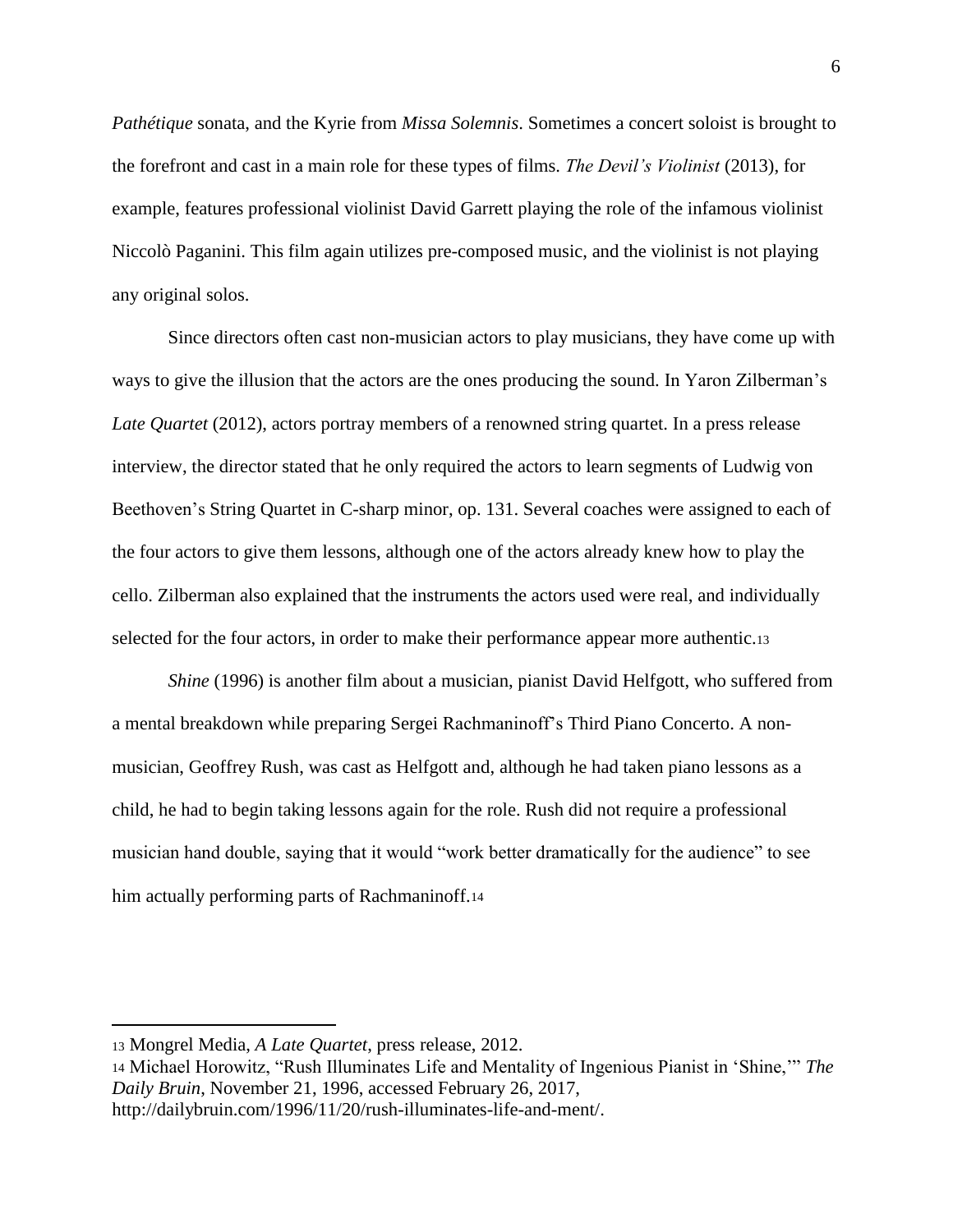*Pathétique* sonata, and the Kyrie from *Missa Solemnis*. Sometimes a concert soloist is brought to the forefront and cast in a main role for these types of films. *The Devil's Violinist* (2013), for example, features professional violinist David Garrett playing the role of the infamous violinist Niccolò Paganini. This film again utilizes pre-composed music, and the violinist is not playing any original solos.

Since directors often cast non-musician actors to play musicians, they have come up with ways to give the illusion that the actors are the ones producing the sound. In Yaron Zilberman's *Late Quartet* (2012), actors portray members of a renowned string quartet. In a press release interview, the director stated that he only required the actors to learn segments of Ludwig von Beethoven's String Quartet in C-sharp minor, op. 131. Several coaches were assigned to each of the four actors to give them lessons, although one of the actors already knew how to play the cello. Zilberman also explained that the instruments the actors used were real, and individually selected for the four actors, in order to make their performance appear more authentic.[13]

*Shine* (1996) is another film about a musician, pianist David Helfgott, who suffered from a mental breakdown while preparing Sergei Rachmaninoff's Third Piano Concerto. A non-musician, Geoffrey Rush, was cast as Helfgott and, although he had taken piano lessons as a child, he had to begin taking lessons again for the role. Rush did not require a professional musician hand double, saying that it would "work better dramatically for the audience" to see him actually performing parts of Rachmaninoff.[14]

---

[13] Mongrel Media, *A Late Quartet*, press release, 2012.

[14] Michael Horowitz, "Rush Illuminates Life and Mentality of Ingenious Pianist in 'Shine,'" *The Daily Bruin*, November 21, 1996, accessed February 26, 2017, http://dailybruin.com/1996/11/20/rush-illuminates-life-and-ment/.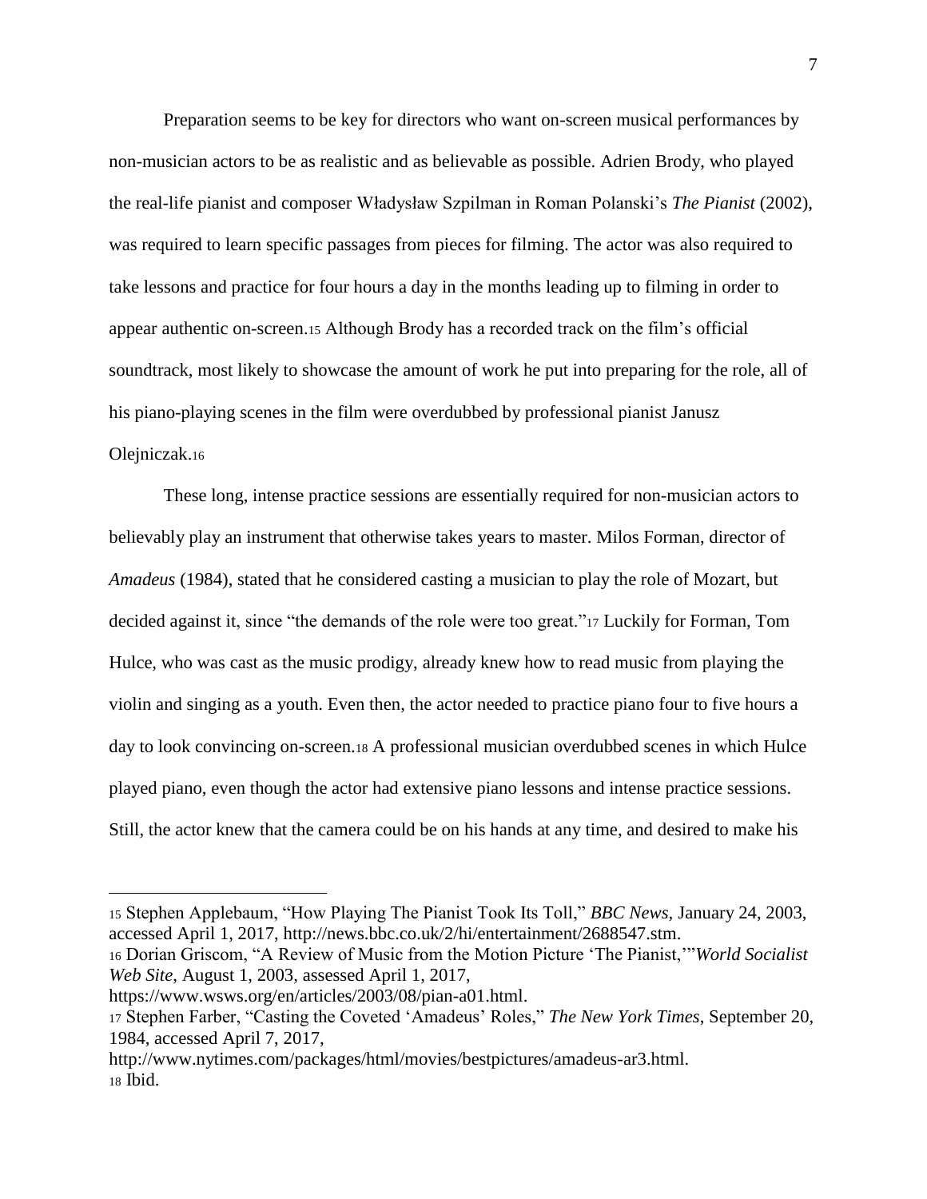Preparation seems to be key for directors who want on-screen musical performances by non-musician actors to be as realistic and as believable as possible. Adrien Brody, who played the real-life pianist and composer Władysław Szpilman in Roman Polanski's *The Pianist* (2002), was required to learn specific passages from pieces for filming. The actor was also required to take lessons and practice for four hours a day in the months leading up to filming in order to appear authentic on-screen.[15] Although Brody has a recorded track on the film's official soundtrack, most likely to showcase the amount of work he put into preparing for the role, all of his piano-playing scenes in the film were overdubbed by professional pianist Janusz Olejniczak.[16]

These long, intense practice sessions are essentially required for non-musician actors to believably play an instrument that otherwise takes years to master. Milos Forman, director of *Amadeus* (1984), stated that he considered casting a musician to play the role of Mozart, but decided against it, since "the demands of the role were too great."[17] Luckily for Forman, Tom Hulce, who was cast as the music prodigy, already knew how to read music from playing the violin and singing as a youth. Even then, the actor needed to practice piano four to five hours a day to look convincing on-screen.[18] A professional musician overdubbed scenes in which Hulce played piano, even though the actor had extensive piano lessons and intense practice sessions. Still, the actor knew that the camera could be on his hands at any time, and desired to make his

---

[15] Stephen Applebaum, "How Playing The Pianist Took Its Toll," *BBC News*, January 24, 2003, accessed April 1, 2017, http://news.bbc.co.uk/2/hi/entertainment/2688547.stm.

[16] Dorian Griscom, "A Review of Music from the Motion Picture 'The Pianist,'"*World Socialist Web Site*, August 1, 2003, assessed April 1, 2017, https://www.wsws.org/en/articles/2003/08/pian-a01.html.

[17] Stephen Farber, "Casting the Coveted 'Amadeus' Roles," *The New York Times*, September 20, 1984, accessed April 7, 2017, http://www.nytimes.com/packages/html/movies/bestpictures/amadeus-ar3.html.

[18] Ibid.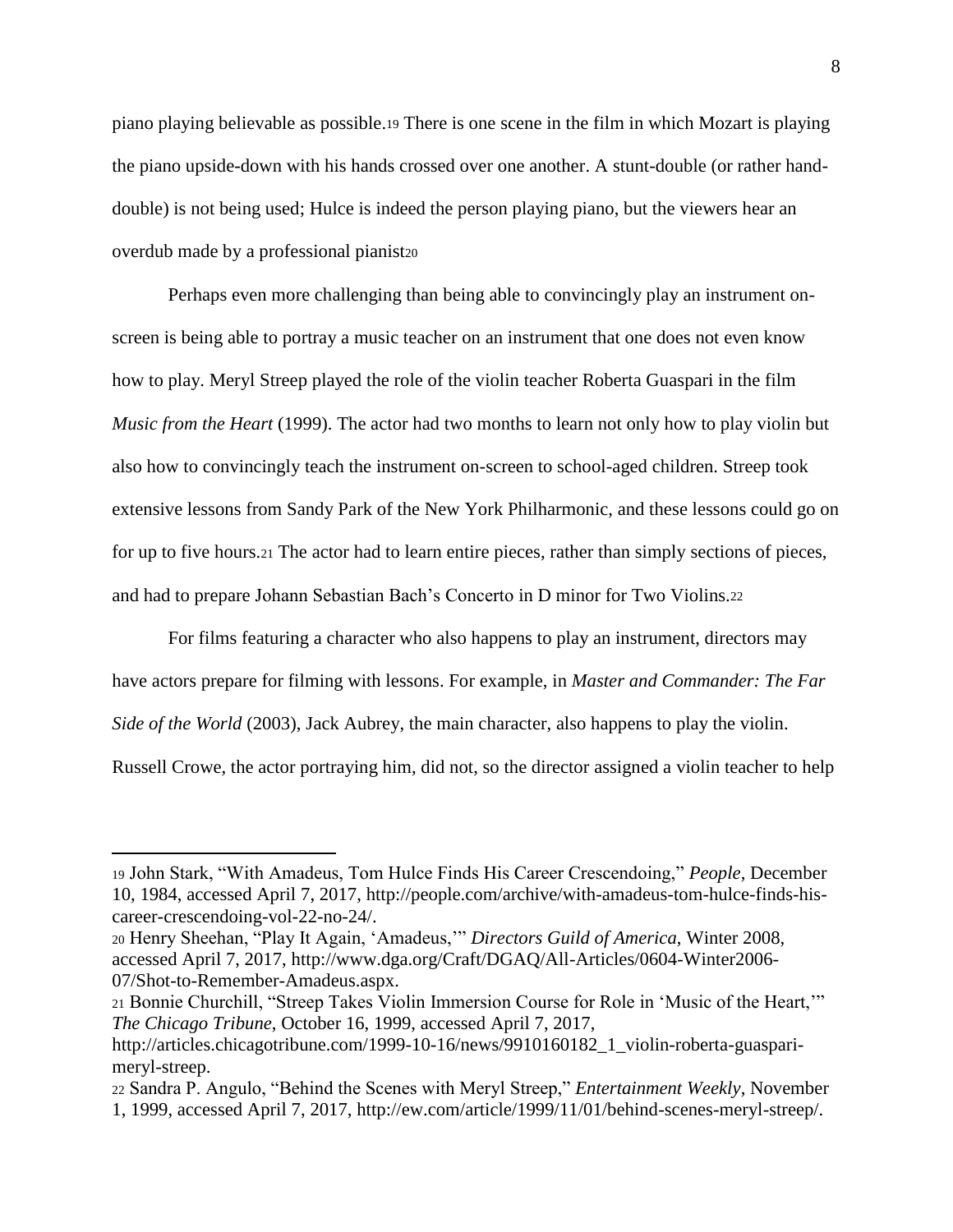piano playing believable as possible.[19] There is one scene in the film in which Mozart is playing the piano upside-down with his hands crossed over one another. A stunt-double (or rather hand-double) is not being used; Hulce is indeed the person playing piano, but the viewers hear an overdub made by a professional pianist[20]

Perhaps even more challenging than being able to convincingly play an instrument on-screen is being able to portray a music teacher on an instrument that one does not even know how to play. Meryl Streep played the role of the violin teacher Roberta Guaspari in the film *Music from the Heart* (1999). The actor had two months to learn not only how to play violin but also how to convincingly teach the instrument on-screen to school-aged children. Streep took extensive lessons from Sandy Park of the New York Philharmonic, and these lessons could go on for up to five hours.[21] The actor had to learn entire pieces, rather than simply sections of pieces, and had to prepare Johann Sebastian Bach's Concerto in D minor for Two Violins.[22]

For films featuring a character who also happens to play an instrument, directors may have actors prepare for filming with lessons. For example, in *Master and Commander: The Far Side of the World* (2003), Jack Aubrey, the main character, also happens to play the violin. Russell Crowe, the actor portraying him, did not, so the director assigned a violin teacher to help

---

[19] John Stark, "With Amadeus, Tom Hulce Finds His Career Crescendoing," *People*, December 10, 1984, accessed April 7, 2017, http://people.com/archive/with-amadeus-tom-hulce-finds-his-career-crescendoing-vol-22-no-24/.

[20] Henry Sheehan, "Play It Again, 'Amadeus,'" *Directors Guild of America*, Winter 2008, accessed April 7, 2017, http://www.dga.org/Craft/DGAQ/All-Articles/0604-Winter2006-07/Shot-to-Remember-Amadeus.aspx.

[21] Bonnie Churchill, "Streep Takes Violin Immersion Course for Role in 'Music of the Heart,'" *The Chicago Tribune*, October 16, 1999, accessed April 7, 2017, http://articles.chicagotribune.com/1999-10-16/news/9910160182_1_violin-roberta-guaspari-meryl-streep.

[22] Sandra P. Angulo, "Behind the Scenes with Meryl Streep," *Entertainment Weekly*, November 1, 1999, accessed April 7, 2017, http://ew.com/article/1999/11/01/behind-scenes-meryl-streep/.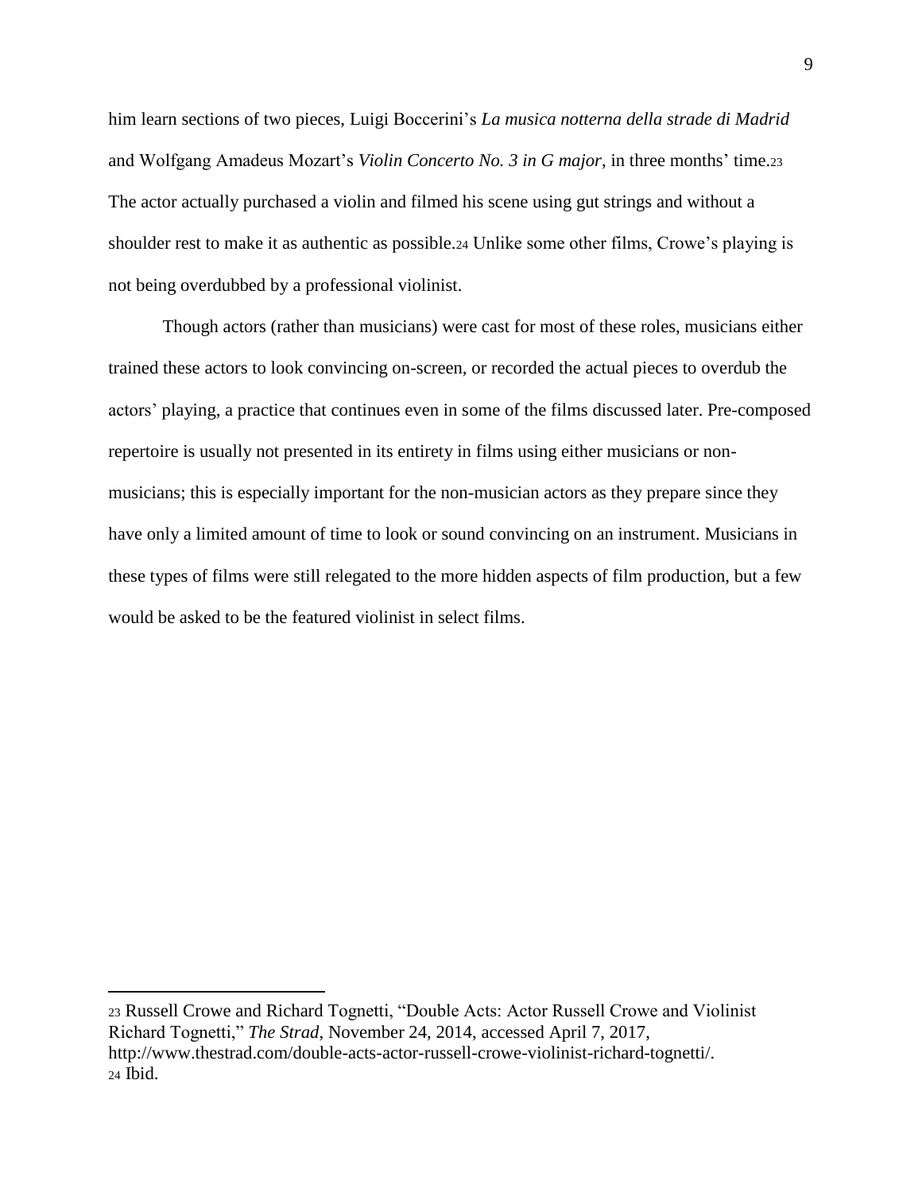him learn sections of two pieces, Luigi Boccerini's *La musica notterna della strade di Madrid* and Wolfgang Amadeus Mozart's *Violin Concerto No. 3 in G major*, in three months' time.[23] The actor actually purchased a violin and filmed his scene using gut strings and without a shoulder rest to make it as authentic as possible.[24] Unlike some other films, Crowe's playing is not being overdubbed by a professional violinist.

Though actors (rather than musicians) were cast for most of these roles, musicians either trained these actors to look convincing on-screen, or recorded the actual pieces to overdub the actors' playing, a practice that continues even in some of the films discussed later. Pre-composed repertoire is usually not presented in its entirety in films using either musicians or non-musicians; this is especially important for the non-musician actors as they prepare since they have only a limited amount of time to look or sound convincing on an instrument. Musicians in these types of films were still relegated to the more hidden aspects of film production, but a few would be asked to be the featured violinist in select films.

---

[23] Russell Crowe and Richard Tognetti, "Double Acts: Actor Russell Crowe and Violinist Richard Tognetti," *The Strad*, November 24, 2014, accessed April 7, 2017, http://www.thestrad.com/double-acts-actor-russell-crowe-violinist-richard-tognetti/.

[24] Ibid.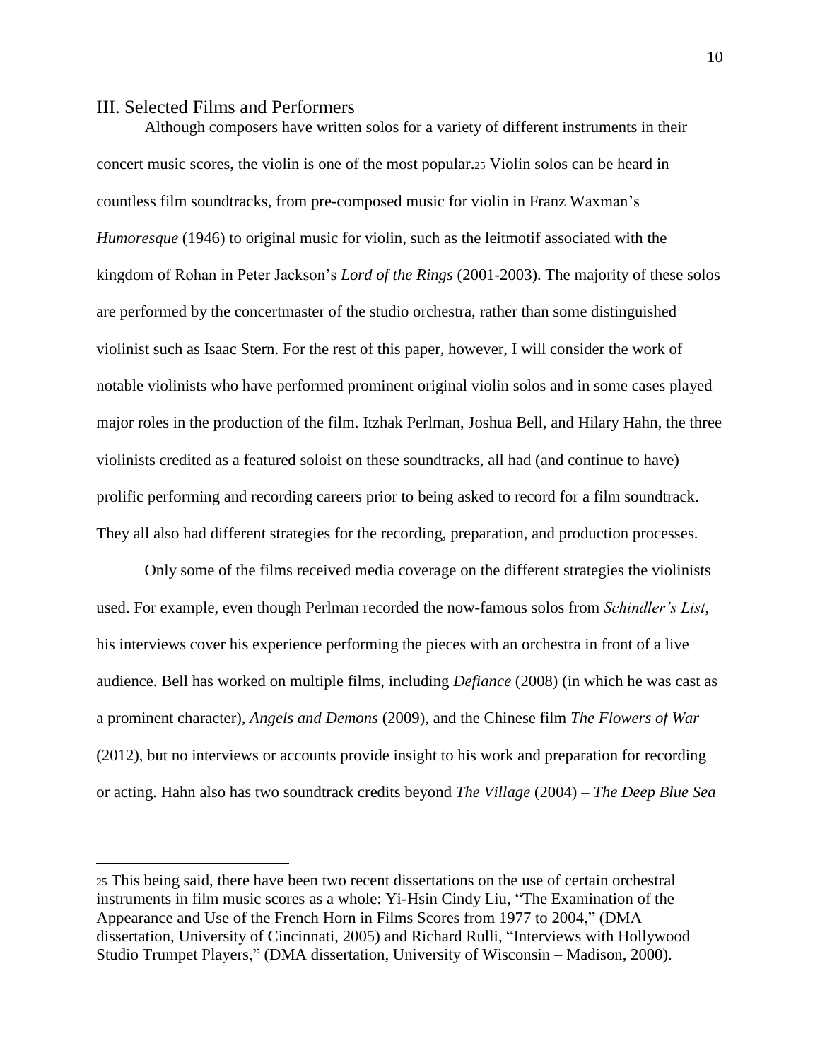## III. Selected Films and Performers

Although composers have written solos for a variety of different instruments in their concert music scores, the violin is one of the most popular.[25] Violin solos can be heard in countless film soundtracks, from pre-composed music for violin in Franz Waxman's *Humoresque* (1946) to original music for violin, such as the leitmotif associated with the kingdom of Rohan in Peter Jackson's *Lord of the Rings* (2001-2003). The majority of these solos are performed by the concertmaster of the studio orchestra, rather than some distinguished violinist such as Isaac Stern. For the rest of this paper, however, I will consider the work of notable violinists who have performed prominent original violin solos and in some cases played major roles in the production of the film. Itzhak Perlman, Joshua Bell, and Hilary Hahn, the three violinists credited as a featured soloist on these soundtracks, all had (and continue to have) prolific performing and recording careers prior to being asked to record for a film soundtrack. They all also had different strategies for the recording, preparation, and production processes.

Only some of the films received media coverage on the different strategies the violinists used. For example, even though Perlman recorded the now-famous solos from *Schindler's List*, his interviews cover his experience performing the pieces with an orchestra in front of a live audience. Bell has worked on multiple films, including *Defiance* (2008) (in which he was cast as a prominent character), *Angels and Demons* (2009), and the Chinese film *The Flowers of War* (2012), but no interviews or accounts provide insight to his work and preparation for recording or acting. Hahn also has two soundtrack credits beyond *The Village* (2004) – *The Deep Blue Sea*

[25] This being said, there have been two recent dissertations on the use of certain orchestral instruments in film music scores as a whole: Yi-Hsin Cindy Liu, "The Examination of the Appearance and Use of the French Horn in Films Scores from 1977 to 2004," (DMA dissertation, University of Cincinnati, 2005) and Richard Rulli, "Interviews with Hollywood Studio Trumpet Players," (DMA dissertation, University of Wisconsin – Madison, 2000).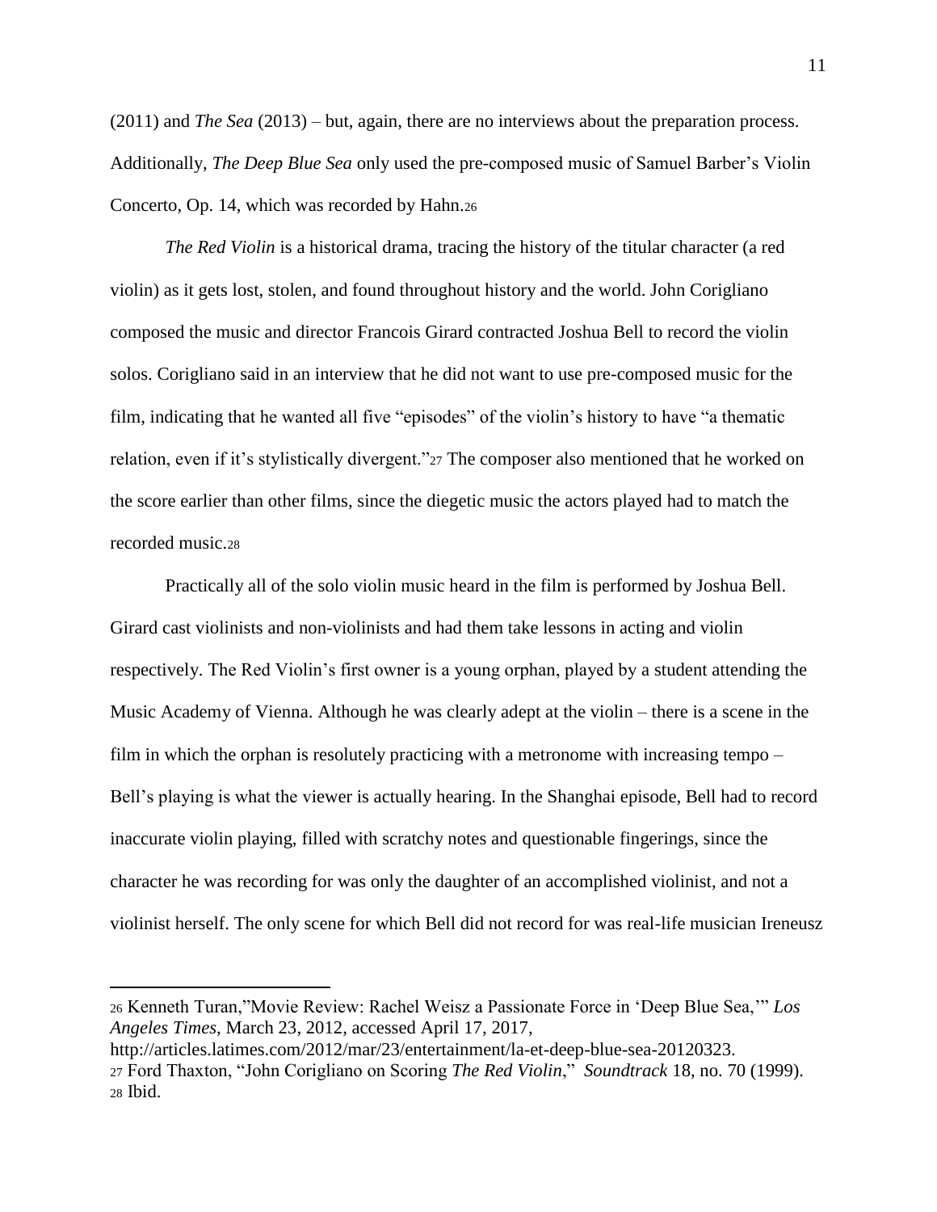(2011) and *The Sea* (2013) – but, again, there are no interviews about the preparation process. Additionally, *The Deep Blue Sea* only used the pre-composed music of Samuel Barber's Violin Concerto, Op. 14, which was recorded by Hahn.[26]

*The Red Violin* is a historical drama, tracing the history of the titular character (a red violin) as it gets lost, stolen, and found throughout history and the world. John Corigliano composed the music and director Francois Girard contracted Joshua Bell to record the violin solos. Corigliano said in an interview that he did not want to use pre-composed music for the film, indicating that he wanted all five "episodes" of the violin's history to have "a thematic relation, even if it's stylistically divergent."[27] The composer also mentioned that he worked on the score earlier than other films, since the diegetic music the actors played had to match the recorded music.[28]

Practically all of the solo violin music heard in the film is performed by Joshua Bell. Girard cast violinists and non-violinists and had them take lessons in acting and violin respectively. The Red Violin's first owner is a young orphan, played by a student attending the Music Academy of Vienna. Although he was clearly adept at the violin – there is a scene in the film in which the orphan is resolutely practicing with a metronome with increasing tempo – Bell's playing is what the viewer is actually hearing. In the Shanghai episode, Bell had to record inaccurate violin playing, filled with scratchy notes and questionable fingerings, since the character he was recording for was only the daughter of an accomplished violinist, and not a violinist herself. The only scene for which Bell did not record for was real-life musician Ireneusz

---

[26] Kenneth Turan,"Movie Review: Rachel Weisz a Passionate Force in 'Deep Blue Sea,'" *Los Angeles Times*, March 23, 2012, accessed April 17, 2017, http://articles.latimes.com/2012/mar/23/entertainment/la-et-deep-blue-sea-20120323.

[27] Ford Thaxton, "John Corigliano on Scoring *The Red Violin*," *Soundtrack* 18, no. 70 (1999).

[28] Ibid.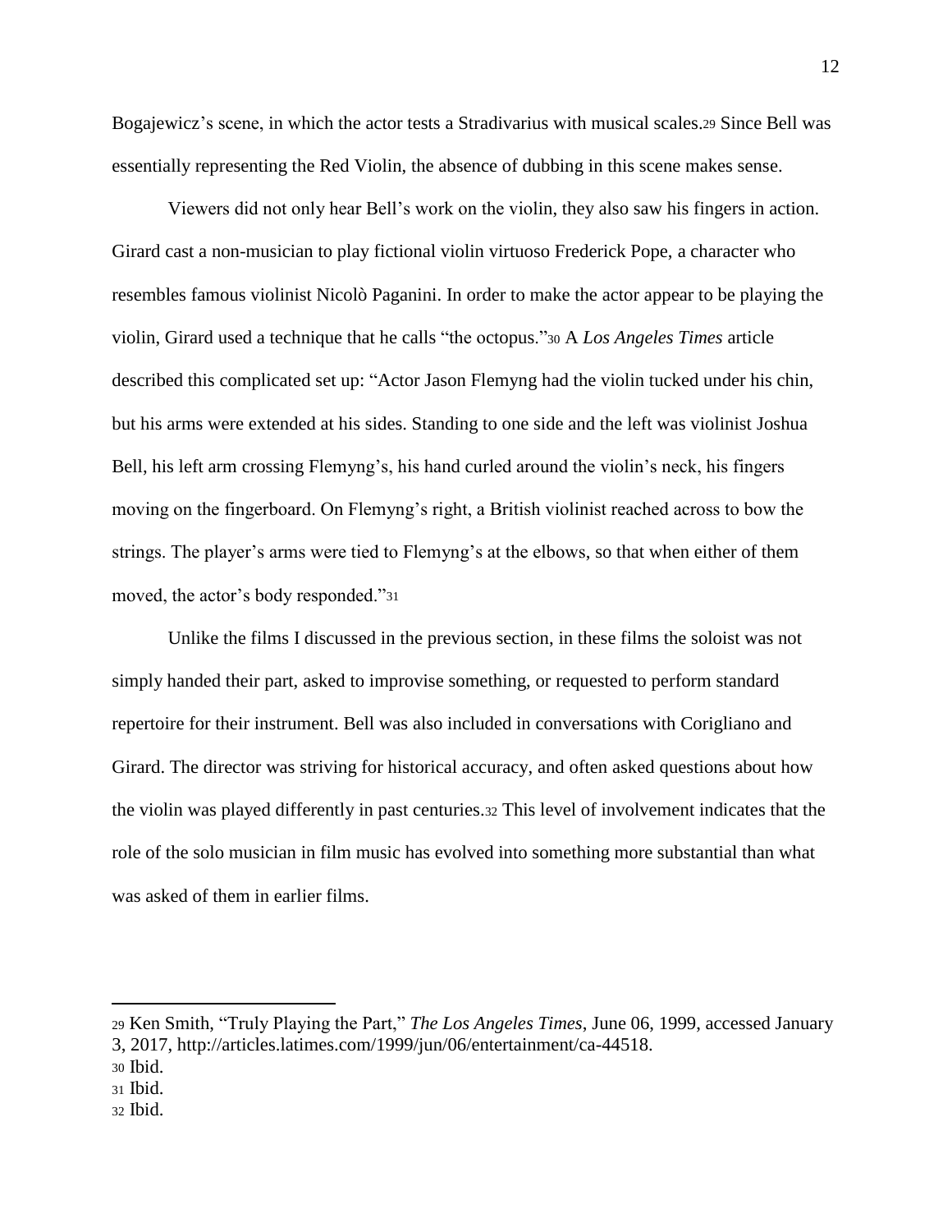Bogajewicz's scene, in which the actor tests a Stradivarius with musical scales.[29] Since Bell was essentially representing the Red Violin, the absence of dubbing in this scene makes sense.

Viewers did not only hear Bell's work on the violin, they also saw his fingers in action. Girard cast a non-musician to play fictional violin virtuoso Frederick Pope, a character who resembles famous violinist Nicolò Paganini. In order to make the actor appear to be playing the violin, Girard used a technique that he calls "the octopus."[30] A *Los Angeles Times* article described this complicated set up: "Actor Jason Flemyng had the violin tucked under his chin, but his arms were extended at his sides. Standing to one side and the left was violinist Joshua Bell, his left arm crossing Flemyng's, his hand curled around the violin's neck, his fingers moving on the fingerboard. On Flemyng's right, a British violinist reached across to bow the strings. The player's arms were tied to Flemyng's at the elbows, so that when either of them moved, the actor's body responded."[31]

Unlike the films I discussed in the previous section, in these films the soloist was not simply handed their part, asked to improvise something, or requested to perform standard repertoire for their instrument. Bell was also included in conversations with Corigliano and Girard. The director was striving for historical accuracy, and often asked questions about how the violin was played differently in past centuries.[32] This level of involvement indicates that the role of the solo musician in film music has evolved into something more substantial than what was asked of them in earlier films.

---

[29] Ken Smith, "Truly Playing the Part," *The Los Angeles Times*, June 06, 1999, accessed January 3, 2017, http://articles.latimes.com/1999/jun/06/entertainment/ca-44518.

[30] Ibid.

[31] Ibid.

[32] Ibid.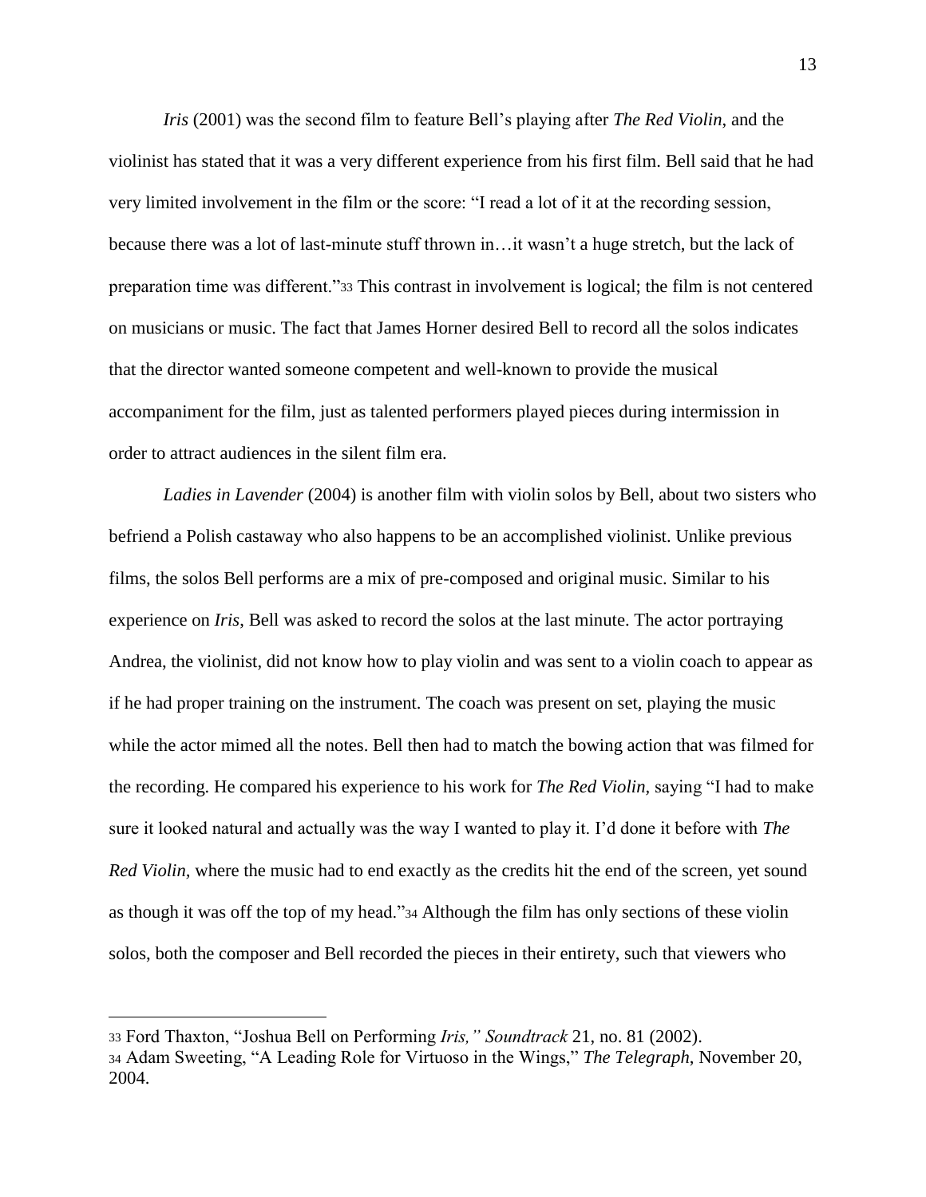*Iris* (2001) was the second film to feature Bell's playing after *The Red Violin*, and the violinist has stated that it was a very different experience from his first film. Bell said that he had very limited involvement in the film or the score: "I read a lot of it at the recording session, because there was a lot of last-minute stuff thrown in…it wasn't a huge stretch, but the lack of preparation time was different."[33] This contrast in involvement is logical; the film is not centered on musicians or music. The fact that James Horner desired Bell to record all the solos indicates that the director wanted someone competent and well-known to provide the musical accompaniment for the film, just as talented performers played pieces during intermission in order to attract audiences in the silent film era.

*Ladies in Lavender* (2004) is another film with violin solos by Bell, about two sisters who befriend a Polish castaway who also happens to be an accomplished violinist. Unlike previous films, the solos Bell performs are a mix of pre-composed and original music. Similar to his experience on *Iris,* Bell was asked to record the solos at the last minute. The actor portraying Andrea, the violinist, did not know how to play violin and was sent to a violin coach to appear as if he had proper training on the instrument. The coach was present on set, playing the music while the actor mimed all the notes. Bell then had to match the bowing action that was filmed for the recording. He compared his experience to his work for *The Red Violin,* saying "I had to make sure it looked natural and actually was the way I wanted to play it. I'd done it before with *The Red Violin,* where the music had to end exactly as the credits hit the end of the screen, yet sound as though it was off the top of my head."[34] Although the film has only sections of these violin solos, both the composer and Bell recorded the pieces in their entirety, such that viewers who

---

[33] Ford Thaxton, "Joshua Bell on Performing *Iris," Soundtrack* 21, no. 81 (2002).

[34] Adam Sweeting, "A Leading Role for Virtuoso in the Wings," *The Telegraph*, November 20, 2004.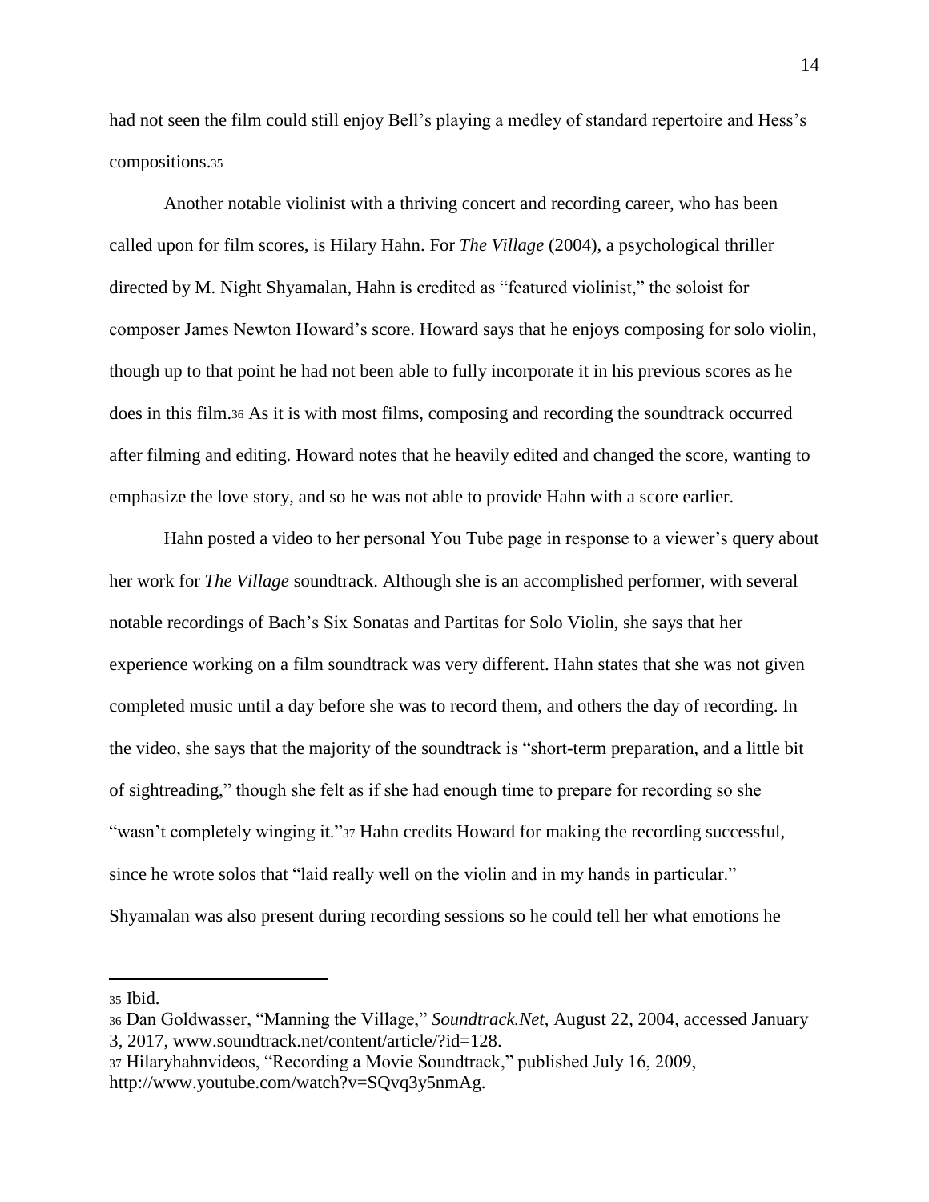had not seen the film could still enjoy Bell's playing a medley of standard repertoire and Hess's compositions.[35]

Another notable violinist with a thriving concert and recording career, who has been called upon for film scores, is Hilary Hahn. For *The Village* (2004), a psychological thriller directed by M. Night Shyamalan, Hahn is credited as "featured violinist," the soloist for composer James Newton Howard's score. Howard says that he enjoys composing for solo violin, though up to that point he had not been able to fully incorporate it in his previous scores as he does in this film.[36] As it is with most films, composing and recording the soundtrack occurred after filming and editing. Howard notes that he heavily edited and changed the score, wanting to emphasize the love story, and so he was not able to provide Hahn with a score earlier.

Hahn posted a video to her personal You Tube page in response to a viewer's query about her work for *The Village* soundtrack. Although she is an accomplished performer, with several notable recordings of Bach's Six Sonatas and Partitas for Solo Violin, she says that her experience working on a film soundtrack was very different. Hahn states that she was not given completed music until a day before she was to record them, and others the day of recording. In the video, she says that the majority of the soundtrack is "short-term preparation, and a little bit of sightreading," though she felt as if she had enough time to prepare for recording so she "wasn't completely winging it."[37] Hahn credits Howard for making the recording successful, since he wrote solos that "laid really well on the violin and in my hands in particular." Shyamalan was also present during recording sessions so he could tell her what emotions he

---

[35] Ibid.

[36] Dan Goldwasser, "Manning the Village," *Soundtrack.Net*, August 22, 2004, accessed January 3, 2017, www.soundtrack.net/content/article/?id=128.

[37] Hilaryhahnvideos, "Recording a Movie Soundtrack," published July 16, 2009, http://www.youtube.com/watch?v=SQvq3y5nmAg.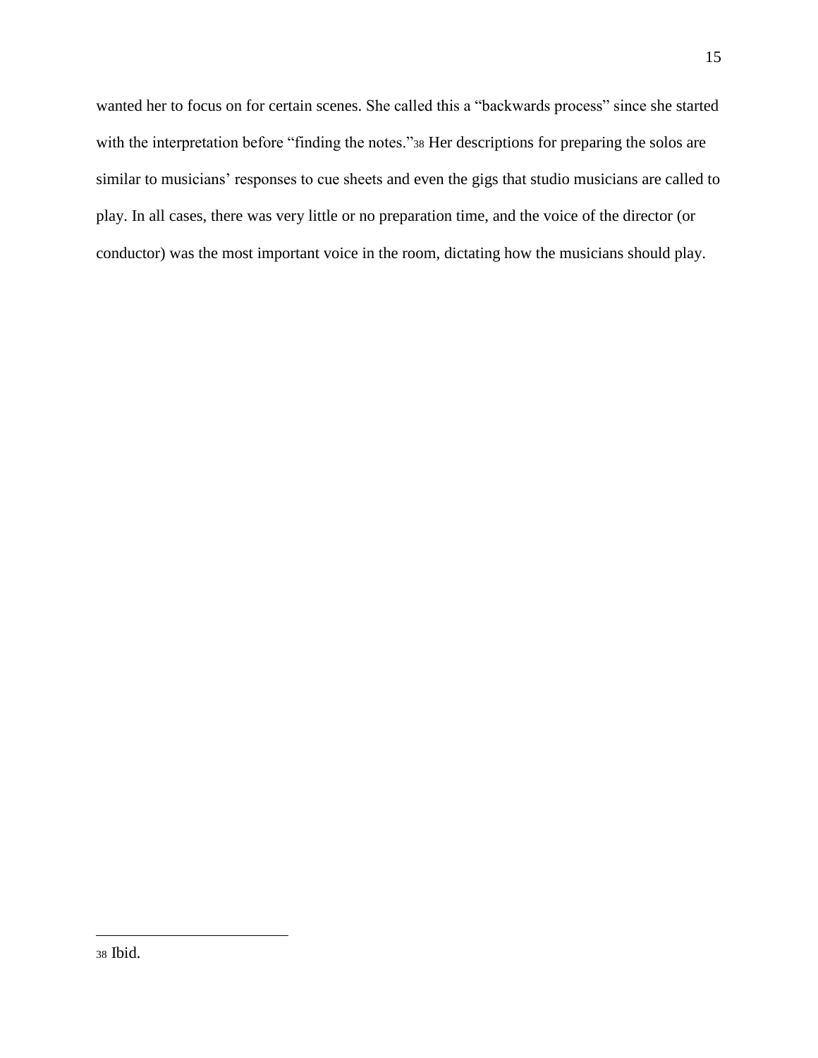wanted her to focus on for certain scenes. She called this a "backwards process" since she started with the interpretation before "finding the notes."[38] Her descriptions for preparing the solos are similar to musicians' responses to cue sheets and even the gigs that studio musicians are called to play. In all cases, there was very little or no preparation time, and the voice of the director (or conductor) was the most important voice in the room, dictating how the musicians should play.

---

[38] Ibid.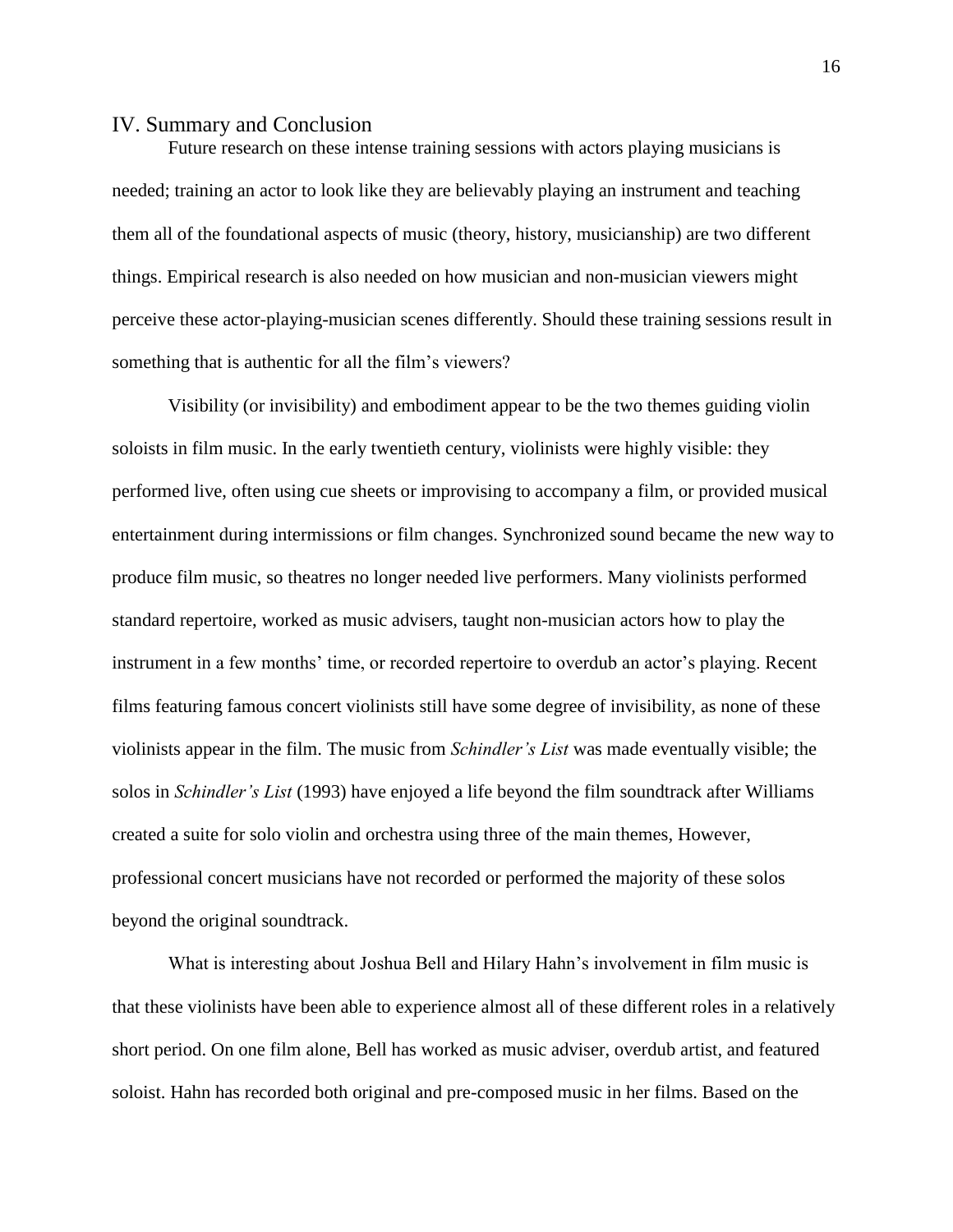## IV. Summary and Conclusion

Future research on these intense training sessions with actors playing musicians is needed; training an actor to look like they are believably playing an instrument and teaching them all of the foundational aspects of music (theory, history, musicianship) are two different things. Empirical research is also needed on how musician and non-musician viewers might perceive these actor-playing-musician scenes differently. Should these training sessions result in something that is authentic for all the film's viewers?

Visibility (or invisibility) and embodiment appear to be the two themes guiding violin soloists in film music. In the early twentieth century, violinists were highly visible: they performed live, often using cue sheets or improvising to accompany a film, or provided musical entertainment during intermissions or film changes. Synchronized sound became the new way to produce film music, so theatres no longer needed live performers. Many violinists performed standard repertoire, worked as music advisers, taught non-musician actors how to play the instrument in a few months' time, or recorded repertoire to overdub an actor's playing. Recent films featuring famous concert violinists still have some degree of invisibility, as none of these violinists appear in the film. The music from *Schindler's List* was made eventually visible; the solos in *Schindler's List* (1993) have enjoyed a life beyond the film soundtrack after Williams created a suite for solo violin and orchestra using three of the main themes, However, professional concert musicians have not recorded or performed the majority of these solos beyond the original soundtrack.

What is interesting about Joshua Bell and Hilary Hahn's involvement in film music is that these violinists have been able to experience almost all of these different roles in a relatively short period. On one film alone, Bell has worked as music adviser, overdub artist, and featured soloist. Hahn has recorded both original and pre-composed music in her films. Based on the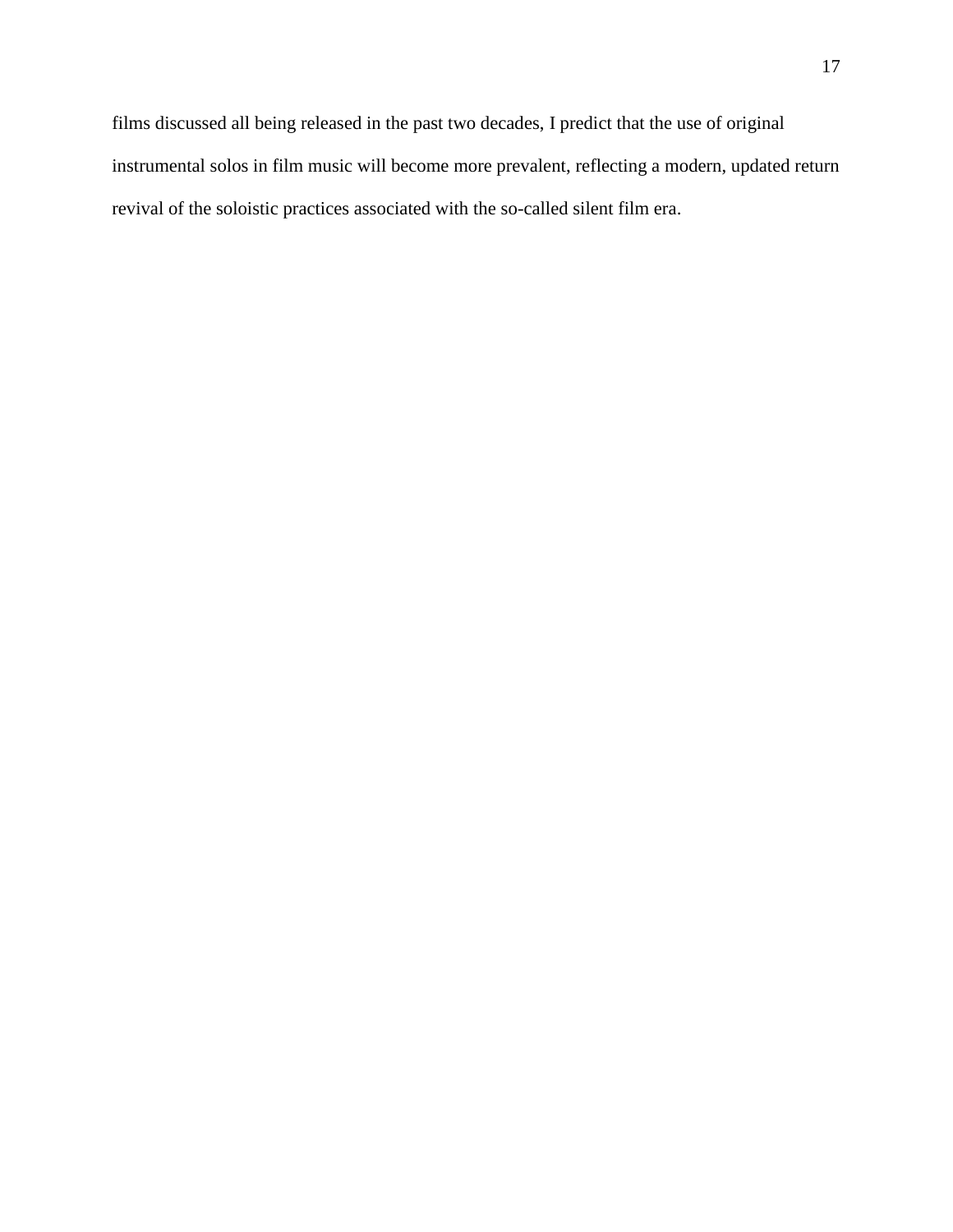films discussed all being released in the past two decades, I predict that the use of original instrumental solos in film music will become more prevalent, reflecting a modern, updated return revival of the soloistic practices associated with the so-called silent film era.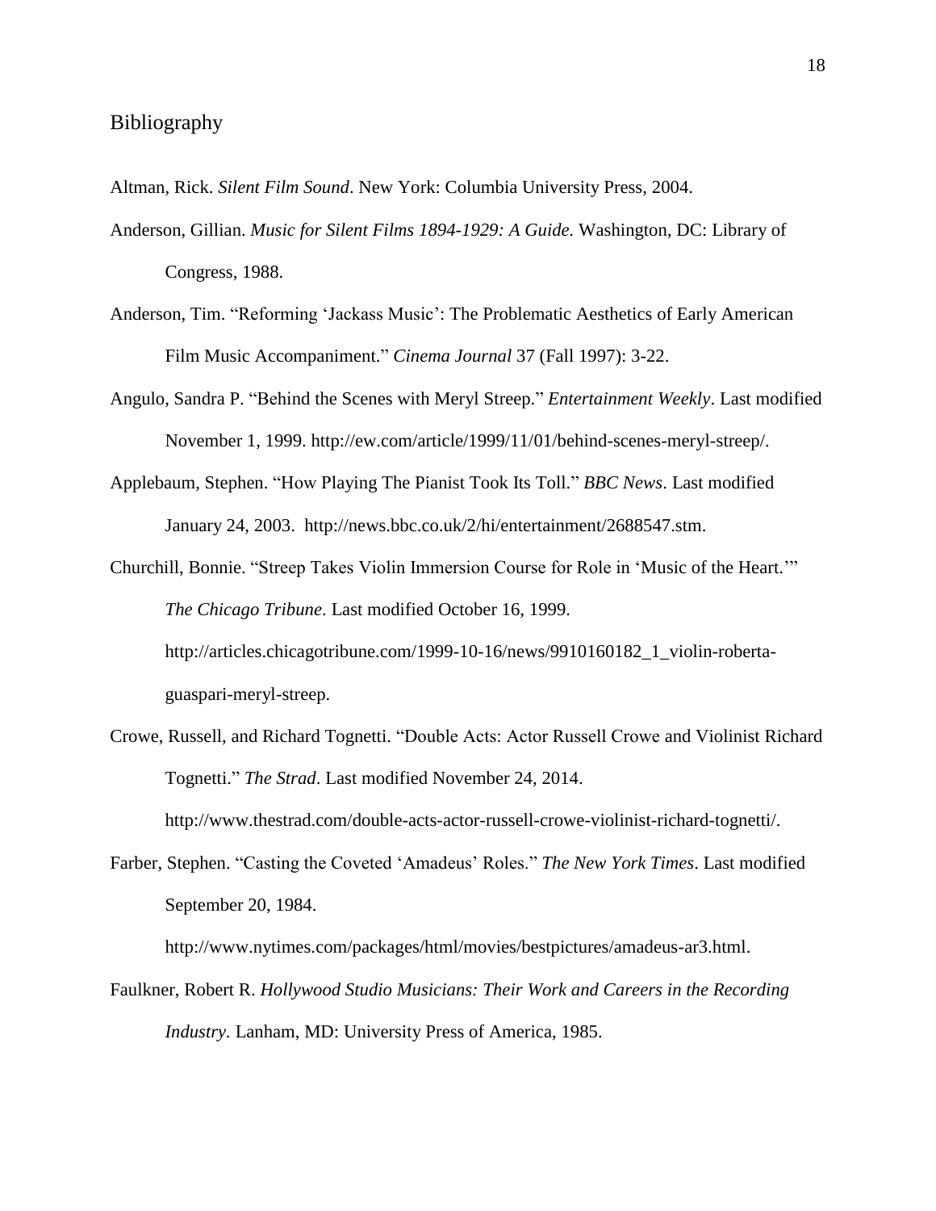# Bibliography

Altman, Rick. *Silent Film Sound*. New York: Columbia University Press, 2004.

Anderson, Gillian. *Music for Silent Films 1894-1929: A Guide.* Washington, DC: Library of Congress, 1988.

Anderson, Tim. "Reforming 'Jackass Music': The Problematic Aesthetics of Early American Film Music Accompaniment." *Cinema Journal* 37 (Fall 1997): 3-22.

Angulo, Sandra P. "Behind the Scenes with Meryl Streep." *Entertainment Weekly*. Last modified November 1, 1999. http://ew.com/article/1999/11/01/behind-scenes-meryl-streep/.

Applebaum, Stephen. "How Playing The Pianist Took Its Toll." *BBC News*. Last modified January 24, 2003. http://news.bbc.co.uk/2/hi/entertainment/2688547.stm.

Churchill, Bonnie. "Streep Takes Violin Immersion Course for Role in 'Music of the Heart.'" *The Chicago Tribune*. Last modified October 16, 1999. http://articles.chicagotribune.com/1999-10-16/news/9910160182_1_violin-roberta-guaspari-meryl-streep.

Crowe, Russell, and Richard Tognetti. "Double Acts: Actor Russell Crowe and Violinist Richard Tognetti." *The Strad*. Last modified November 24, 2014. http://www.thestrad.com/double-acts-actor-russell-crowe-violinist-richard-tognetti/.

Farber, Stephen. "Casting the Coveted 'Amadeus' Roles." *The New York Times*. Last modified September 20, 1984. http://www.nytimes.com/packages/html/movies/bestpictures/amadeus-ar3.html.

Faulkner, Robert R. *Hollywood Studio Musicians: Their Work and Careers in the Recording Industry.* Lanham, MD: University Press of America, 1985.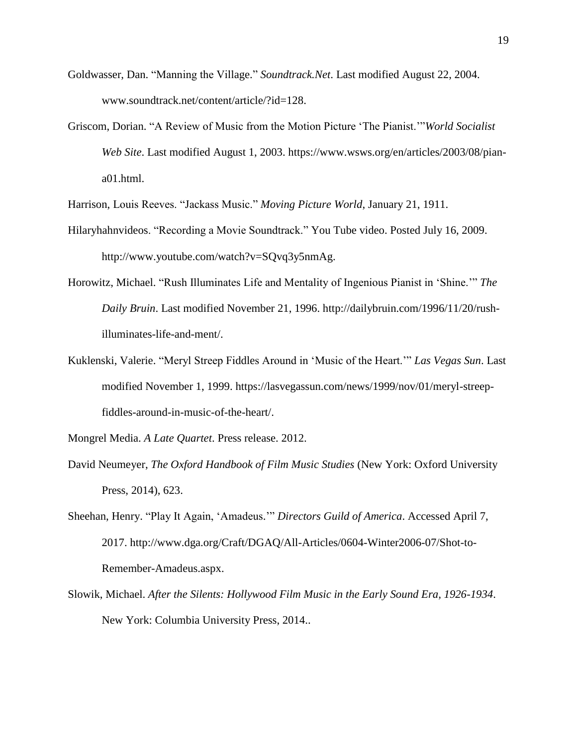Goldwasser, Dan. "Manning the Village." *Soundtrack.Net*. Last modified August 22, 2004. www.soundtrack.net/content/article/?id=128.

Griscom, Dorian. "A Review of Music from the Motion Picture 'The Pianist.'"*World Socialist Web Site*. Last modified August 1, 2003. https://www.wsws.org/en/articles/2003/08/pian-a01.html.

Harrison, Louis Reeves. "Jackass Music." *Moving Picture World*, January 21, 1911.

Hilaryhahnvideos. "Recording a Movie Soundtrack." You Tube video. Posted July 16, 2009. http://www.youtube.com/watch?v=SQvq3y5nmAg.

Horowitz, Michael. "Rush Illuminates Life and Mentality of Ingenious Pianist in 'Shine.'" *The Daily Bruin*. Last modified November 21, 1996. http://dailybruin.com/1996/11/20/rush-illuminates-life-and-ment/.

Kuklenski, Valerie. "Meryl Streep Fiddles Around in 'Music of the Heart.'" *Las Vegas Sun*. Last modified November 1, 1999. https://lasvegassun.com/news/1999/nov/01/meryl-streep-fiddles-around-in-music-of-the-heart/.

Mongrel Media. *A Late Quartet*. Press release. 2012.

David Neumeyer, *The Oxford Handbook of Film Music Studies* (New York: Oxford University Press, 2014), 623.

Sheehan, Henry. "Play It Again, 'Amadeus.'" *Directors Guild of America*. Accessed April 7, 2017. http://www.dga.org/Craft/DGAQ/All-Articles/0604-Winter2006-07/Shot-to-Remember-Amadeus.aspx.

Slowik, Michael. *After the Silents: Hollywood Film Music in the Early Sound Era, 1926-1934*. New York: Columbia University Press, 2014..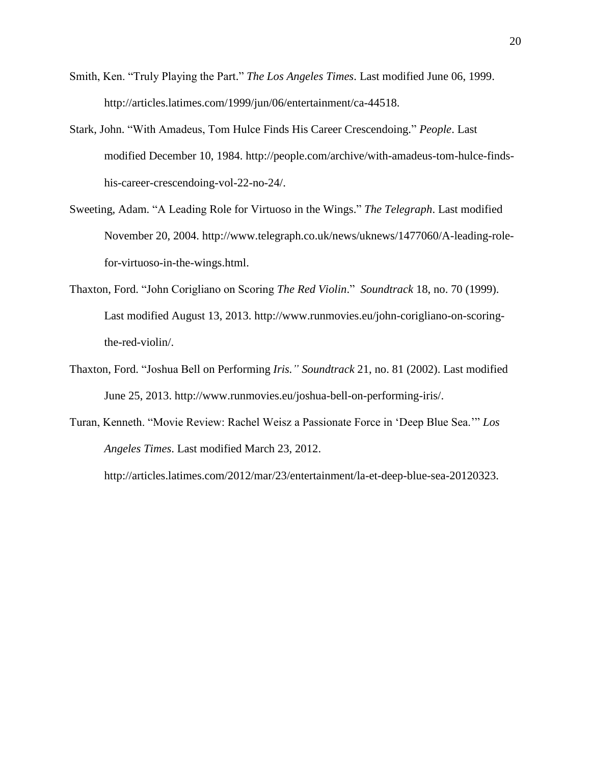Smith, Ken. "Truly Playing the Part." *The Los Angeles Times*. Last modified June 06, 1999. http://articles.latimes.com/1999/jun/06/entertainment/ca-44518.

Stark, John. "With Amadeus, Tom Hulce Finds His Career Crescendoing." *People*. Last modified December 10, 1984. http://people.com/archive/with-amadeus-tom-hulce-finds-his-career-crescendoing-vol-22-no-24/.

Sweeting, Adam. "A Leading Role for Virtuoso in the Wings." *The Telegraph*. Last modified November 20, 2004. http://www.telegraph.co.uk/news/uknews/1477060/A-leading-role-for-virtuoso-in-the-wings.html.

Thaxton, Ford. "John Corigliano on Scoring *The Red Violin*." *Soundtrack* 18, no. 70 (1999). Last modified August 13, 2013. http://www.runmovies.eu/john-corigliano-on-scoring-the-red-violin/.

Thaxton, Ford. "Joshua Bell on Performing *Iris." Soundtrack* 21, no. 81 (2002). Last modified June 25, 2013. http://www.runmovies.eu/joshua-bell-on-performing-iris/.

Turan, Kenneth. "Movie Review: Rachel Weisz a Passionate Force in 'Deep Blue Sea.'" *Los Angeles Times*. Last modified March 23, 2012. http://articles.latimes.com/2012/mar/23/entertainment/la-et-deep-blue-sea-20120323.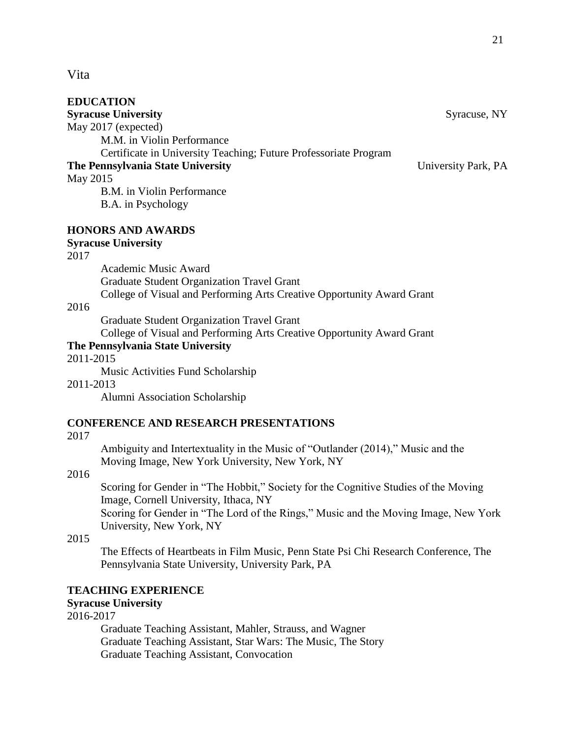# Vita

## EDUCATION

**Syracuse University** Syracuse, NY

May 2017 (expected)

M.M. in Violin Performance

Certificate in University Teaching; Future Professoriate Program

**The Pennsylvania State University** University Park, PA

May 2015

B.M. in Violin Performance

B.A. in Psychology

## HONORS AND AWARDS

**Syracuse University**

2017

Academic Music Award

Graduate Student Organization Travel Grant

College of Visual and Performing Arts Creative Opportunity Award Grant

2016

Graduate Student Organization Travel Grant

College of Visual and Performing Arts Creative Opportunity Award Grant

**The Pennsylvania State University**

2011-2015

Music Activities Fund Scholarship

2011-2013

Alumni Association Scholarship

## CONFERENCE AND RESEARCH PRESENTATIONS

2017

Ambiguity and Intertextuality in the Music of "Outlander (2014)," Music and the Moving Image, New York University, New York, NY

2016

Scoring for Gender in "The Hobbit," Society for the Cognitive Studies of the Moving Image, Cornell University, Ithaca, NY

Scoring for Gender in "The Lord of the Rings," Music and the Moving Image, New York University, New York, NY

2015

The Effects of Heartbeats in Film Music, Penn State Psi Chi Research Conference, The Pennsylvania State University, University Park, PA

## TEACHING EXPERIENCE

**Syracuse University**

2016-2017

Graduate Teaching Assistant, Mahler, Strauss, and Wagner

Graduate Teaching Assistant, Star Wars: The Music, The Story

Graduate Teaching Assistant, Convocation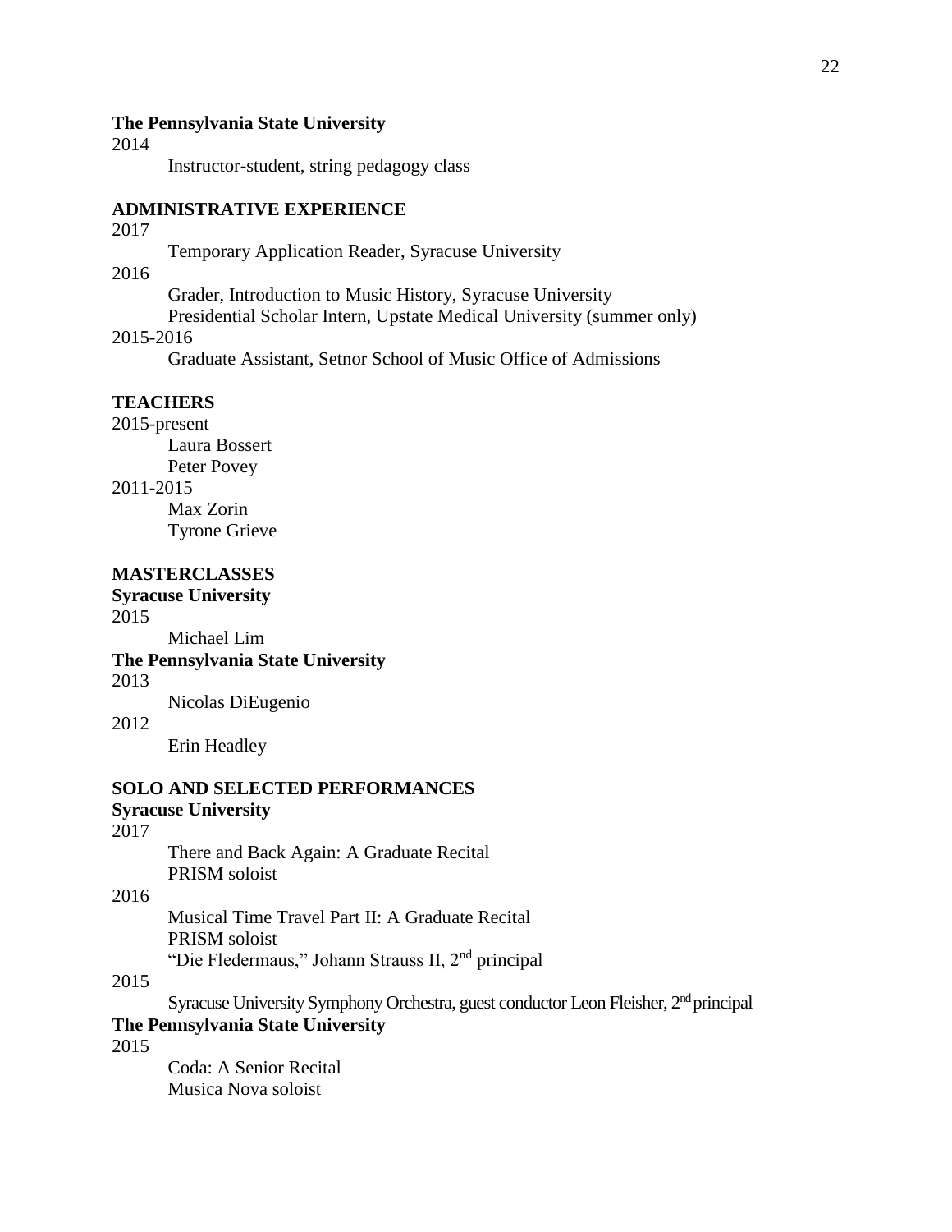**The Pennsylvania State University**

2014

Instructor-student, string pedagogy class

## ADMINISTRATIVE EXPERIENCE

2017

Temporary Application Reader, Syracuse University

2016

Grader, Introduction to Music History, Syracuse University

Presidential Scholar Intern, Upstate Medical University (summer only)

2015-2016

Graduate Assistant, Setnor School of Music Office of Admissions

## TEACHERS

2015-present

Laura Bossert

Peter Povey

2011-2015

Max Zorin

Tyrone Grieve

## MASTERCLASSES

**Syracuse University**

2015

Michael Lim

**The Pennsylvania State University**

2013

Nicolas DiEugenio

2012

Erin Headley

## SOLO AND SELECTED PERFORMANCES

**Syracuse University**

2017

There and Back Again: A Graduate Recital

PRISM soloist

2016

Musical Time Travel Part II: A Graduate Recital

PRISM soloist

"Die Fledermaus," Johann Strauss II, 2nd principal

2015

Syracuse University Symphony Orchestra, guest conductor Leon Fleisher, 2nd principal

**The Pennsylvania State University**

2015

Coda: A Senior Recital

Musica Nova soloist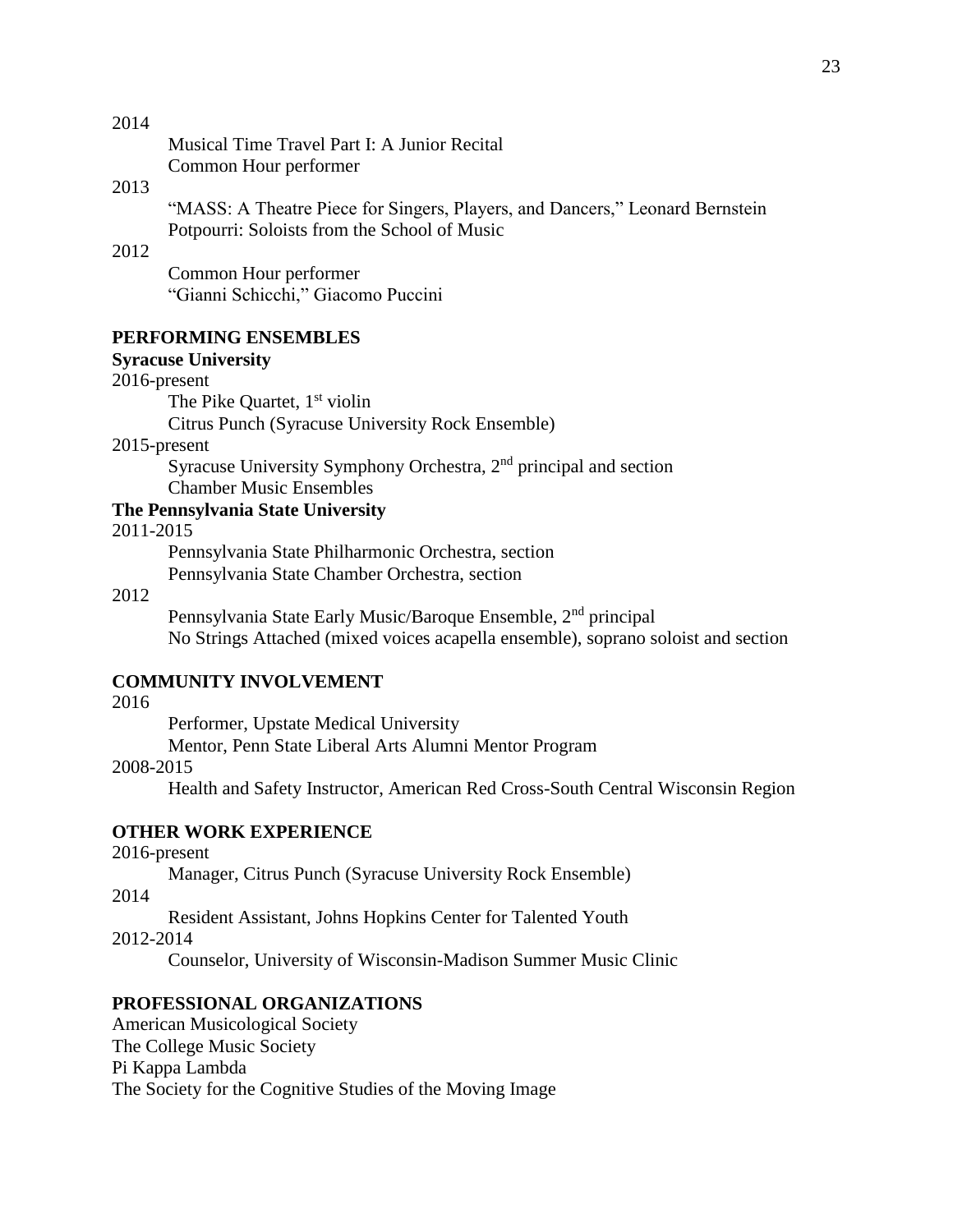2014

Musical Time Travel Part I: A Junior Recital
Common Hour performer

2013

"MASS: A Theatre Piece for Singers, Players, and Dancers," Leonard Bernstein
Potpourri: Soloists from the School of Music

2012

Common Hour performer
"Gianni Schicchi," Giacomo Puccini

## PERFORMING ENSEMBLES

### Syracuse University

2016-present

The Pike Quartet, 1st violin
Citrus Punch (Syracuse University Rock Ensemble)

2015-present

Syracuse University Symphony Orchestra, 2nd principal and section
Chamber Music Ensembles

### The Pennsylvania State University

2011-2015

Pennsylvania State Philharmonic Orchestra, section
Pennsylvania State Chamber Orchestra, section

2012

Pennsylvania State Early Music/Baroque Ensemble, 2nd principal
No Strings Attached (mixed voices acapella ensemble), soprano soloist and section

## COMMUNITY INVOLVEMENT

2016

Performer, Upstate Medical University
Mentor, Penn State Liberal Arts Alumni Mentor Program

2008-2015

Health and Safety Instructor, American Red Cross-South Central Wisconsin Region

## OTHER WORK EXPERIENCE

2016-present

Manager, Citrus Punch (Syracuse University Rock Ensemble)

2014

Resident Assistant, Johns Hopkins Center for Talented Youth

2012-2014

Counselor, University of Wisconsin-Madison Summer Music Clinic

## PROFESSIONAL ORGANIZATIONS

American Musicological Society
The College Music Society
Pi Kappa Lambda
The Society for the Cognitive Studies of the Moving Image